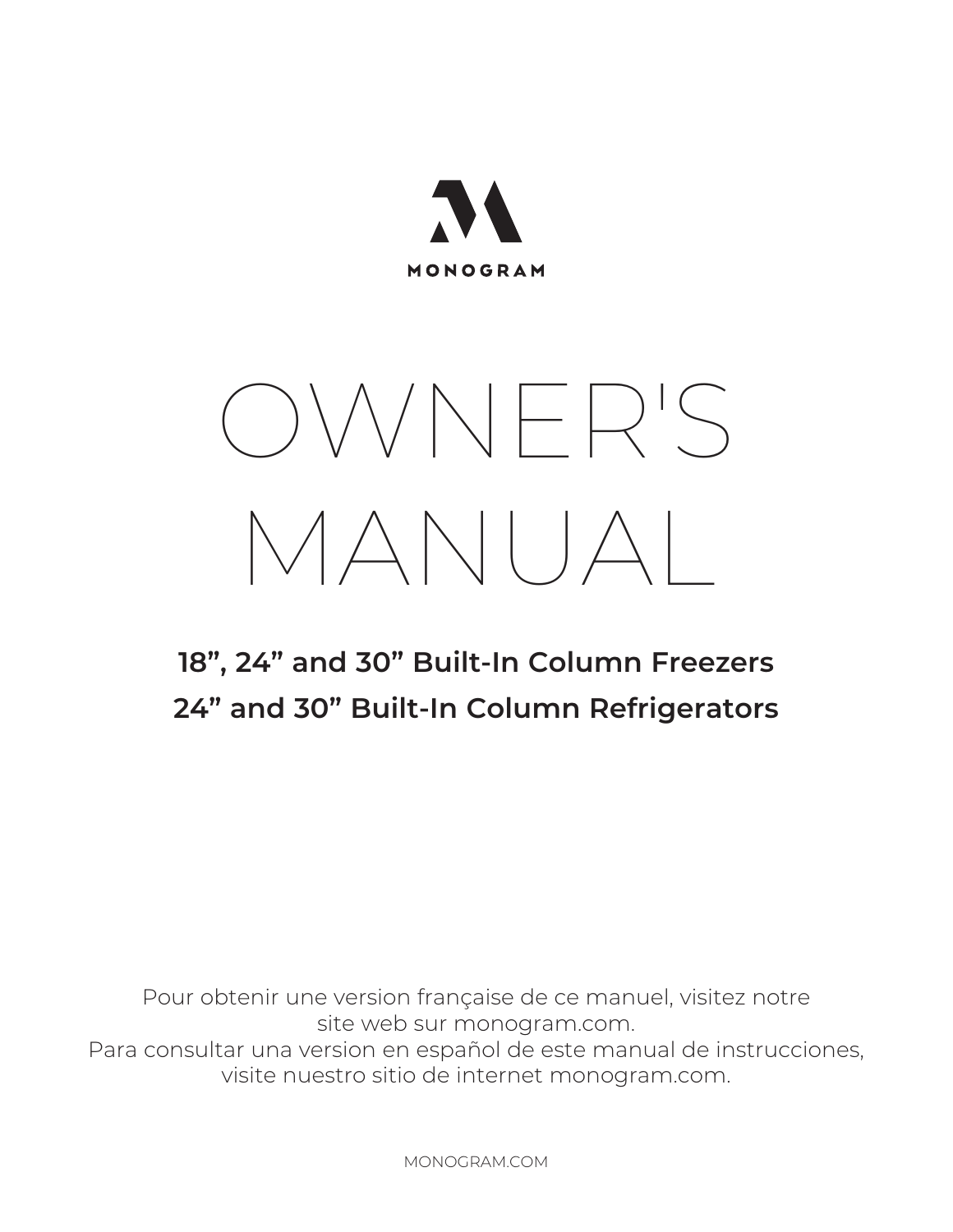MONOGRAM

# OWNER'S MANUAL

**18", 24" and 30" Built-In Column Freezers**

**24" and 30" Built-In Column Refrigerators**

Pour obtenir une version française de ce manuel, visitez notre site web sur monogram.com.
Para consultar una version en español de este manual de instrucciones, visite nuestro sitio de internet monogram.com.

MONOGRAM.COM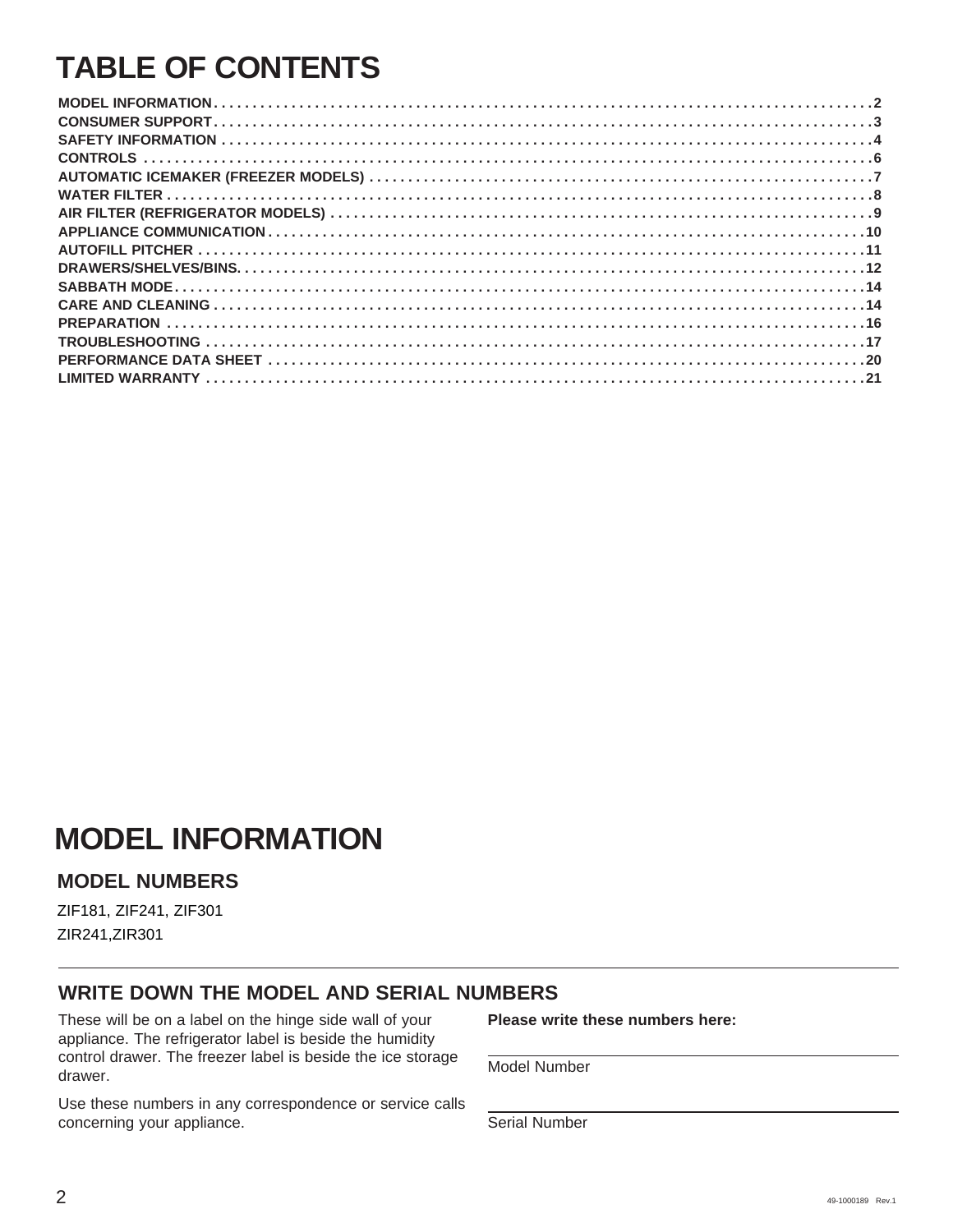# TABLE OF CONTENTS

| | |
|---|---|
| MODEL INFORMATION | 2 |
| CONSUMER SUPPORT | 3 |
| SAFETY INFORMATION | 4 |
| CONTROLS | 6 |
| AUTOMATIC ICEMAKER (FREEZER MODELS) | 7 |
| WATER FILTER | 8 |
| AIR FILTER (REFRIGERATOR MODELS) | 9 |
| APPLIANCE COMMUNICATION | 10 |
| AUTOFILL PITCHER | 11 |
| DRAWERS/SHELVES/BINS. | 12 |
| SABBATH MODE | 14 |
| CARE AND CLEANING | 14 |
| PREPARATION | 16 |
| TROUBLESHOOTING | 17 |
| PERFORMANCE DATA SHEET | 20 |
| LIMITED WARRANTY | 21 |

# MODEL INFORMATION

## MODEL NUMBERS

ZIF181, ZIF241, ZIF301

ZIR241,ZIR301

## WRITE DOWN THE MODEL AND SERIAL NUMBERS

These will be on a label on the hinge side wall of your appliance. The refrigerator label is beside the humidity control drawer. The freezer label is beside the ice storage drawer.

Use these numbers in any correspondence or service calls concerning your appliance.

**Please write these numbers here:**

Model Number

Serial Number

49-1000189 Rev.1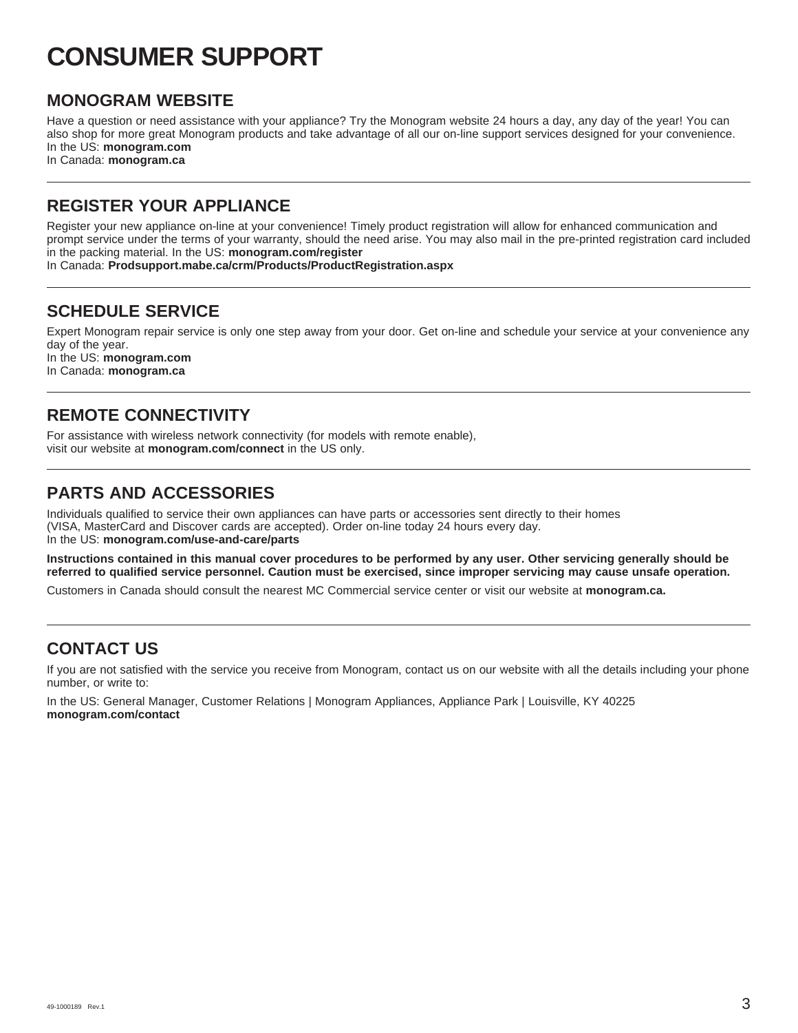# CONSUMER SUPPORT

## MONOGRAM WEBSITE

Have a question or need assistance with your appliance? Try the Monogram website 24 hours a day, any day of the year! You can also shop for more great Monogram products and take advantage of all our on-line support services designed for your convenience.
In the US: **monogram.com**
In Canada: **monogram.ca**

---

## REGISTER YOUR APPLIANCE

Register your new appliance on-line at your convenience! Timely product registration will allow for enhanced communication and prompt service under the terms of your warranty, should the need arise. You may also mail in the pre-printed registration card included in the packing material. In the US: **monogram.com/register**
In Canada: **Prodsupport.mabe.ca/crm/Products/ProductRegistration.aspx**

---

## SCHEDULE SERVICE

Expert Monogram repair service is only one step away from your door. Get on-line and schedule your service at your convenience any day of the year.
In the US: **monogram.com**
In Canada: **monogram.ca**

---

## REMOTE CONNECTIVITY

For assistance with wireless network connectivity (for models with remote enable),
visit our website at **monogram.com/connect** in the US only.

---

## PARTS AND ACCESSORIES

Individuals qualified to service their own appliances can have parts or accessories sent directly to their homes
(VISA, MasterCard and Discover cards are accepted). Order on-line today 24 hours every day.
In the US: **monogram.com/use-and-care/parts**

**Instructions contained in this manual cover procedures to be performed by any user. Other servicing generally should be referred to qualified service personnel. Caution must be exercised, since improper servicing may cause unsafe operation.**

Customers in Canada should consult the nearest MC Commercial service center or visit our website at **monogram.ca.**

---

## CONTACT US

If you are not satisfied with the service you receive from Monogram, contact us on our website with all the details including your phone number, or write to:

In the US: General Manager, Customer Relations | Monogram Appliances, Appliance Park | Louisville, KY 40225
**monogram.com/contact**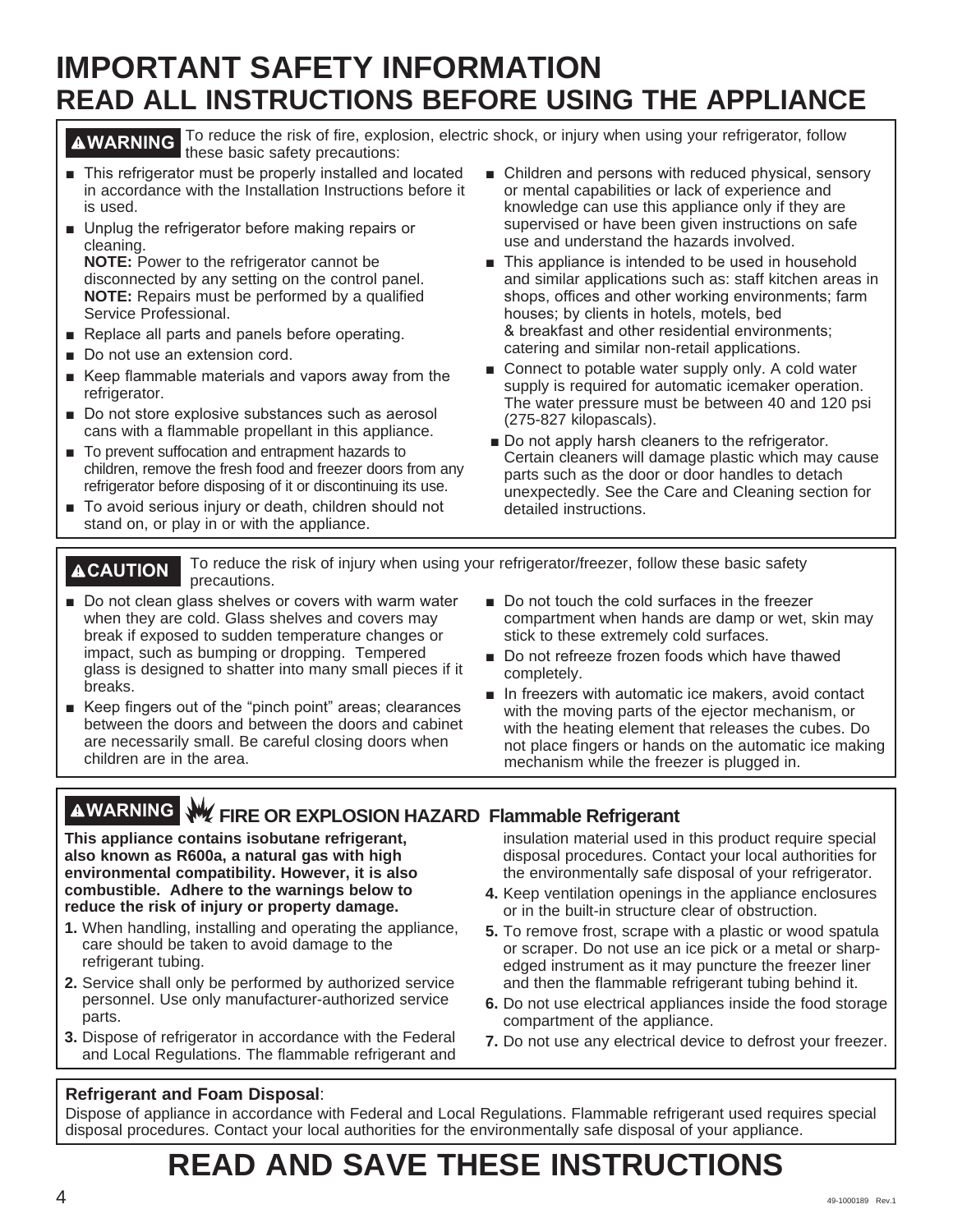# IMPORTANT SAFETY INFORMATION
## READ ALL INSTRUCTIONS BEFORE USING THE APPLIANCE

**⚠WARNING** To reduce the risk of fire, explosion, electric shock, or injury when using your refrigerator, follow these basic safety precautions:

- This refrigerator must be properly installed and located in accordance with the Installation Instructions before it is used.
- Unplug the refrigerator before making repairs or cleaning.
  **NOTE:** Power to the refrigerator cannot be disconnected by any setting on the control panel.
  **NOTE:** Repairs must be performed by a qualified Service Professional.
- Replace all parts and panels before operating.
- Do not use an extension cord.
- Keep flammable materials and vapors away from the refrigerator.
- Do not store explosive substances such as aerosol cans with a flammable propellant in this appliance.
- To prevent suffocation and entrapment hazards to children, remove the fresh food and freezer doors from any refrigerator before disposing of it or discontinuing its use.
- To avoid serious injury or death, children should not stand on, or play in or with the appliance.
- Children and persons with reduced physical, sensory or mental capabilities or lack of experience and knowledge can use this appliance only if they are supervised or have been given instructions on safe use and understand the hazards involved.
- This appliance is intended to be used in household and similar applications such as: staff kitchen areas in shops, offices and other working environments; farm houses; by clients in hotels, motels, bed & breakfast and other residential environments; catering and similar non-retail applications.
- Connect to potable water supply only. A cold water supply is required for automatic icemaker operation. The water pressure must be between 40 and 120 psi (275-827 kilopascals).
- Do not apply harsh cleaners to the refrigerator. Certain cleaners will damage plastic which may cause parts such as the door or door handles to detach unexpectedly. See the Care and Cleaning section for detailed instructions.

**⚠CAUTION** To reduce the risk of injury when using your refrigerator/freezer, follow these basic safety precautions.

- Do not clean glass shelves or covers with warm water when they are cold. Glass shelves and covers may break if exposed to sudden temperature changes or impact, such as bumping or dropping. Tempered glass is designed to shatter into many small pieces if it breaks.
- Keep fingers out of the "pinch point" areas; clearances between the doors and between the doors and cabinet are necessarily small. Be careful closing doors when children are in the area.
- Do not touch the cold surfaces in the freezer compartment when hands are damp or wet, skin may stick to these extremely cold surfaces.
- Do not refreeze frozen foods which have thawed completely.
- In freezers with automatic ice makers, avoid contact with the moving parts of the ejector mechanism, or with the heating element that releases the cubes. Do not place fingers or hands on the automatic ice making mechanism while the freezer is plugged in.

**⚠WARNING** **FIRE OR EXPLOSION HAZARD Flammable Refrigerant**

**This appliance contains isobutane refrigerant, also known as R600a, a natural gas with high environmental compatibility. However, it is also combustible. Adhere to the warnings below to reduce the risk of injury or property damage.**

1. When handling, installing and operating the appliance, care should be taken to avoid damage to the refrigerant tubing.
2. Service shall only be performed by authorized service personnel. Use only manufacturer-authorized service parts.
3. Dispose of refrigerator in accordance with the Federal and Local Regulations. The flammable refrigerant and insulation material used in this product require special disposal procedures. Contact your local authorities for the environmentally safe disposal of your refrigerator.
4. Keep ventilation openings in the appliance enclosures or in the built-in structure clear of obstruction.
5. To remove frost, scrape with a plastic or wood spatula or scraper. Do not use an ice pick or a metal or sharp-edged instrument as it may puncture the freezer liner and then the flammable refrigerant tubing behind it.
6. Do not use electrical appliances inside the food storage compartment of the appliance.
7. Do not use any electrical device to defrost your freezer.

**Refrigerant and Foam Disposal**:
Dispose of appliance in accordance with Federal and Local Regulations. Flammable refrigerant used requires special disposal procedures. Contact your local authorities for the environmentally safe disposal of your appliance.

# READ AND SAVE THESE INSTRUCTIONS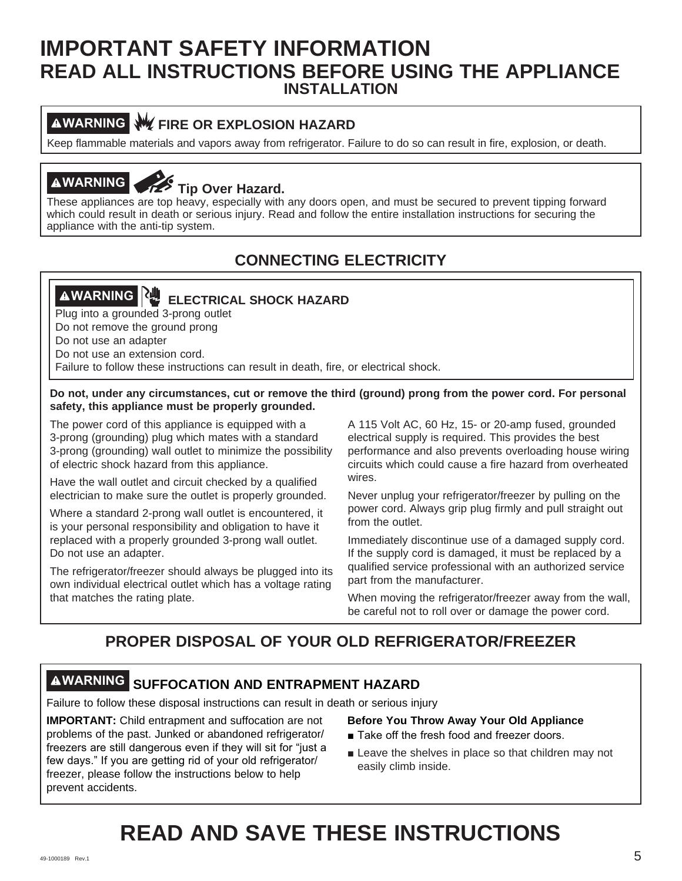# IMPORTANT SAFETY INFORMATION

## READ ALL INSTRUCTIONS BEFORE USING THE APPLIANCE

### INSTALLATION

**⚠WARNING** **FIRE OR EXPLOSION HAZARD**

Keep flammable materials and vapors away from refrigerator. Failure to do so can result in fire, explosion, or death.

**⚠WARNING** **Tip Over Hazard.**

These appliances are top heavy, especially with any doors open, and must be secured to prevent tipping forward which could result in death or serious injury. Read and follow the entire installation instructions for securing the appliance with the anti-tip system.

### CONNECTING ELECTRICITY

**⚠WARNING** **ELECTRICAL SHOCK HAZARD**

Plug into a grounded 3-prong outlet
Do not remove the ground prong
Do not use an adapter
Do not use an extension cord.
Failure to follow these instructions can result in death, fire, or electrical shock.

**Do not, under any circumstances, cut or remove the third (ground) prong from the power cord. For personal safety, this appliance must be properly grounded.**

The power cord of this appliance is equipped with a 3-prong (grounding) plug which mates with a standard 3-prong (grounding) wall outlet to minimize the possibility of electric shock hazard from this appliance.

Have the wall outlet and circuit checked by a qualified electrician to make sure the outlet is properly grounded.

Where a standard 2-prong wall outlet is encountered, it is your personal responsibility and obligation to have it replaced with a properly grounded 3-prong wall outlet. Do not use an adapter.

The refrigerator/freezer should always be plugged into its own individual electrical outlet which has a voltage rating that matches the rating plate.

A 115 Volt AC, 60 Hz, 15- or 20-amp fused, grounded electrical supply is required. This provides the best performance and also prevents overloading house wiring circuits which could cause a fire hazard from overheated wires.

Never unplug your refrigerator/freezer by pulling on the power cord. Always grip plug firmly and pull straight out from the outlet.

Immediately discontinue use of a damaged supply cord. If the supply cord is damaged, it must be replaced by a qualified service professional with an authorized service part from the manufacturer.

When moving the refrigerator/freezer away from the wall, be careful not to roll over or damage the power cord.

### PROPER DISPOSAL OF YOUR OLD REFRIGERATOR/FREEZER

**⚠WARNING** **SUFFOCATION AND ENTRAPMENT HAZARD**

Failure to follow these disposal instructions can result in death or serious injury

**IMPORTANT:** Child entrapment and suffocation are not problems of the past. Junked or abandoned refrigerator/freezers are still dangerous even if they will sit for "just a few days." If you are getting rid of your old refrigerator/freezer, please follow the instructions below to help prevent accidents.

**Before You Throw Away Your Old Appliance**

- Take off the fresh food and freezer doors.
- Leave the shelves in place so that children may not easily climb inside.

# READ AND SAVE THESE INSTRUCTIONS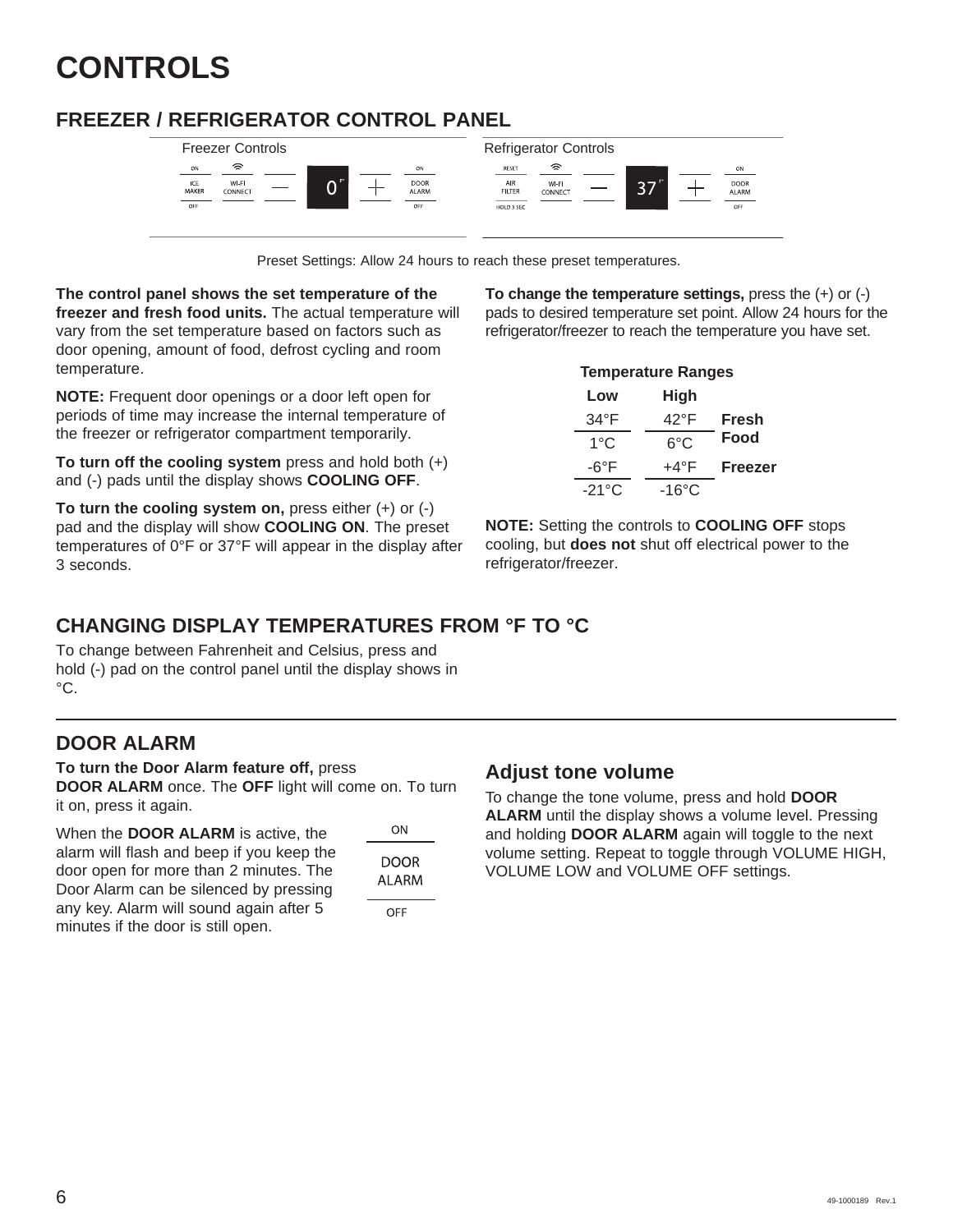# CONTROLS

## FREEZER / REFRIGERATOR CONTROL PANEL

Freezer Controls

ON | ICE MAKER | OFF — WI-FI CONNECT — (—) — 0°F — (+) — ON | DOOR ALARM | OFF

Refrigerator Controls

RESET | AIR FILTER | HOLD 3 SEC — WI-FI CONNECT — (—) — 37°F — (+) — ON | DOOR ALARM | OFF

Preset Settings: Allow 24 hours to reach these preset temperatures.

**The control panel shows the set temperature of the freezer and fresh food units.** The actual temperature will vary from the set temperature based on factors such as door opening, amount of food, defrost cycling and room temperature.

**NOTE:** Frequent door openings or a door left open for periods of time may increase the internal temperature of the freezer or refrigerator compartment temporarily.

**To turn off the cooling system** press and hold both (+) and (-) pads until the display shows **COOLING OFF**.

**To turn the cooling system on,** press either (+) or (-) pad and the display will show **COOLING ON**. The preset temperatures of 0°F or 37°F will appear in the display after 3 seconds.

**To change the temperature settings,** press the (+) or (-) pads to desired temperature set point. Allow 24 hours for the refrigerator/freezer to reach the temperature you have set.

**Temperature Ranges**

| Low | High | |
|---|---|---|
| 34°F | 42°F | **Fresh Food** |
| 1°C | 6°C | |
| -6°F | +4°F | **Freezer** |
| -21°C | -16°C | |

**NOTE:** Setting the controls to **COOLING OFF** stops cooling, but **does not** shut off electrical power to the refrigerator/freezer.

## CHANGING DISPLAY TEMPERATURES FROM °F TO °C

To change between Fahrenheit and Celsius, press and hold (-) pad on the control panel until the display shows in °C.

## DOOR ALARM

**To turn the Door Alarm feature off,** press **DOOR ALARM** once. The **OFF** light will come on. To turn it on, press it again.

When the **DOOR ALARM** is active, the alarm will flash and beep if you keep the door open for more than 2 minutes. The Door Alarm can be silenced by pressing any key. Alarm will sound again after 5 minutes if the door is still open.

ON | DOOR ALARM | OFF

### Adjust tone volume

To change the tone volume, press and hold **DOOR ALARM** until the display shows a volume level. Pressing and holding **DOOR ALARM** again will toggle to the next volume setting. Repeat to toggle through VOLUME HIGH, VOLUME LOW and VOLUME OFF settings.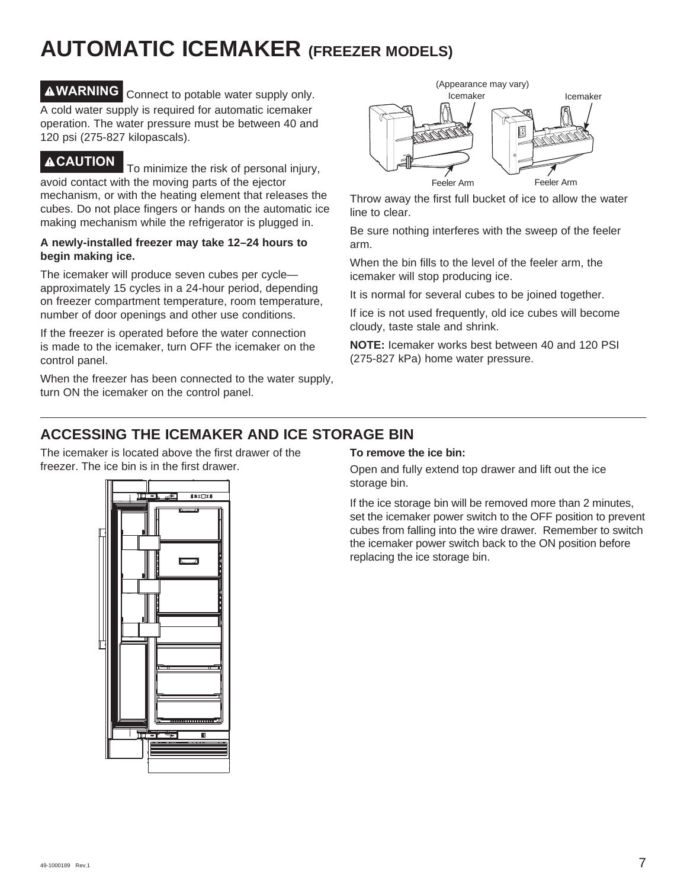# AUTOMATIC ICEMAKER (FREEZER MODELS)

**⚠WARNING** Connect to potable water supply only.

A cold water supply is required for automatic icemaker operation. The water pressure must be between 40 and 120 psi (275-827 kilopascals).

**⚠CAUTION** To minimize the risk of personal injury, avoid contact with the moving parts of the ejector mechanism, or with the heating element that releases the cubes. Do not place fingers or hands on the automatic ice making mechanism while the refrigerator is plugged in.

**A newly-installed freezer may take 12–24 hours to begin making ice.**

The icemaker will produce seven cubes per cycle—approximately 15 cycles in a 24-hour period, depending on freezer compartment temperature, room temperature, number of door openings and other use conditions.

If the freezer is operated before the water connection is made to the icemaker, turn OFF the icemaker on the control panel.

When the freezer has been connected to the water supply, turn ON the icemaker on the control panel.

(Appearance may vary)

Icemaker Icemaker

Feeler Arm Feeler Arm

Throw away the first full bucket of ice to allow the water line to clear.

Be sure nothing interferes with the sweep of the feeler arm.

When the bin fills to the level of the feeler arm, the icemaker will stop producing ice.

It is normal for several cubes to be joined together.

If ice is not used frequently, old ice cubes will become cloudy, taste stale and shrink.

**NOTE:** Icemaker works best between 40 and 120 PSI (275-827 kPa) home water pressure.

## ACCESSING THE ICEMAKER AND ICE STORAGE BIN

The icemaker is located above the first drawer of the freezer. The ice bin is in the first drawer.

**To remove the ice bin:**

Open and fully extend top drawer and lift out the ice storage bin.

If the ice storage bin will be removed more than 2 minutes, set the icemaker power switch to the OFF position to prevent cubes from falling into the wire drawer. Remember to switch the icemaker power switch back to the ON position before replacing the ice storage bin.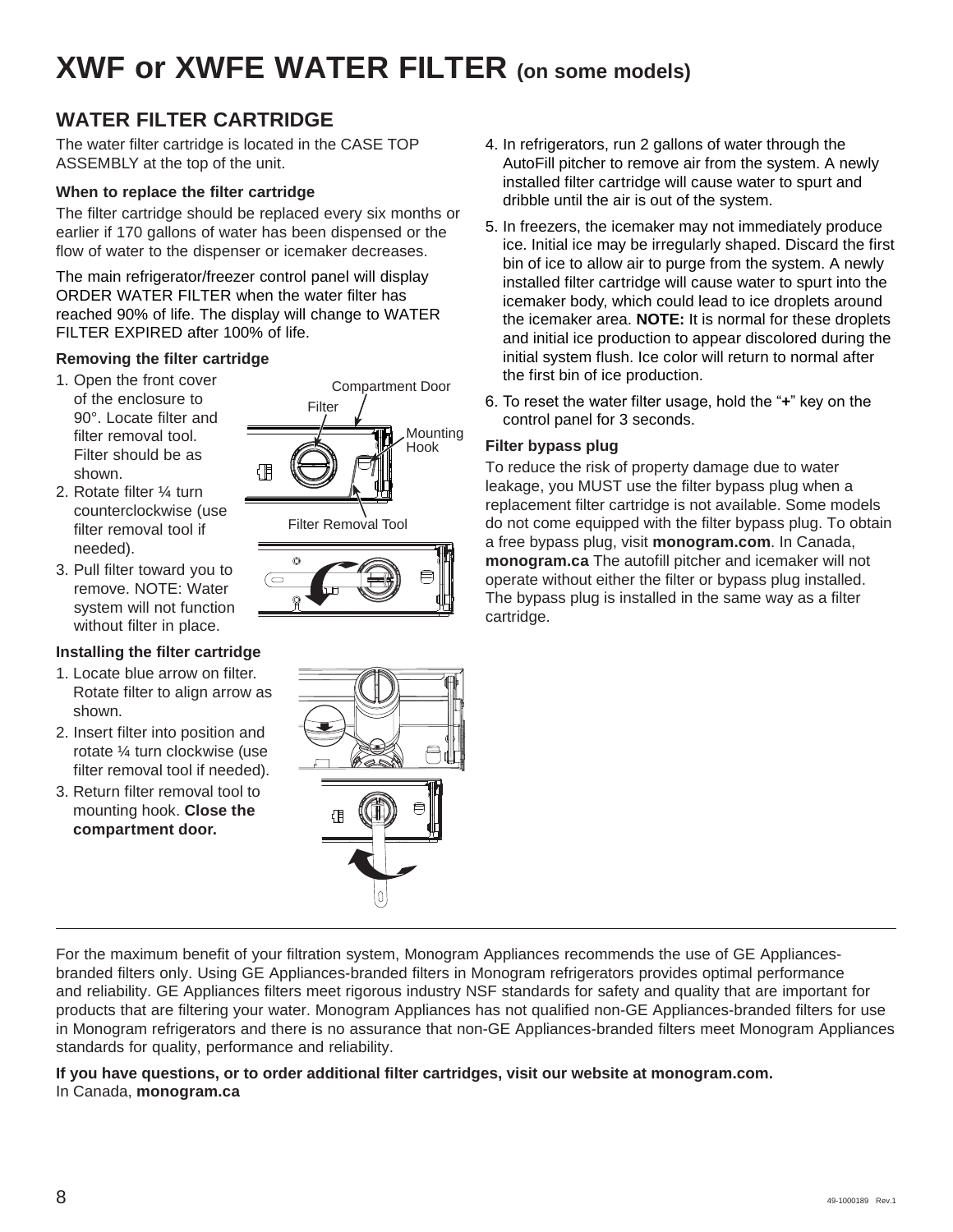# XWF or XWFE WATER FILTER (on some models)

## WATER FILTER CARTRIDGE

The water filter cartridge is located in the CASE TOP ASSEMBLY at the top of the unit.

**When to replace the filter cartridge**

The filter cartridge should be replaced every six months or earlier if 170 gallons of water has been dispensed or the flow of water to the dispenser or icemaker decreases.

The main refrigerator/freezer control panel will display ORDER WATER FILTER when the water filter has reached 90% of life. The display will change to WATER FILTER EXPIRED after 100% of life.

**Removing the filter cartridge**

1. Open the front cover of the enclosure to 90°. Locate filter and filter removal tool. Filter should be as shown.
2. Rotate filter ¼ turn counterclockwise (use filter removal tool if needed).
3. Pull filter toward you to remove. NOTE: Water system will not function without filter in place.

Compartment Door

Filter

Mounting Hook

Filter Removal Tool

**Installing the filter cartridge**

1. Locate blue arrow on filter. Rotate filter to align arrow as shown.
2. Insert filter into position and rotate ¼ turn clockwise (use filter removal tool if needed).
3. Return filter removal tool to mounting hook. **Close the compartment door.**
4. In refrigerators, run 2 gallons of water through the AutoFill pitcher to remove air from the system. A newly installed filter cartridge will cause water to spurt and dribble until the air is out of the system.
5. In freezers, the icemaker may not immediately produce ice. Initial ice may be irregularly shaped. Discard the first bin of ice to allow air to purge from the system. A newly installed filter cartridge will cause water to spurt into the icemaker body, which could lead to ice droplets around the icemaker area. **NOTE:** It is normal for these droplets and initial ice production to appear discolored during the initial system flush. Ice color will return to normal after the first bin of ice production.
6. To reset the water filter usage, hold the "**+**" key on the control panel for 3 seconds.

**Filter bypass plug**

To reduce the risk of property damage due to water leakage, you MUST use the filter bypass plug when a replacement filter cartridge is not available. Some models do not come equipped with the filter bypass plug. To obtain a free bypass plug, visit **monogram.com**. In Canada, **monogram.ca** The autofill pitcher and icemaker will not operate without either the filter or bypass plug installed. The bypass plug is installed in the same way as a filter cartridge.

---

For the maximum benefit of your filtration system, Monogram Appliances recommends the use of GE Appliances-branded filters only. Using GE Appliances-branded filters in Monogram refrigerators provides optimal performance and reliability. GE Appliances filters meet rigorous industry NSF standards for safety and quality that are important for products that are filtering your water. Monogram Appliances has not qualified non-GE Appliances-branded filters for use in Monogram refrigerators and there is no assurance that non-GE Appliances-branded filters meet Monogram Appliances standards for quality, performance and reliability.

**If you have questions, or to order additional filter cartridges, visit our website at monogram.com.**
In Canada, **monogram.ca**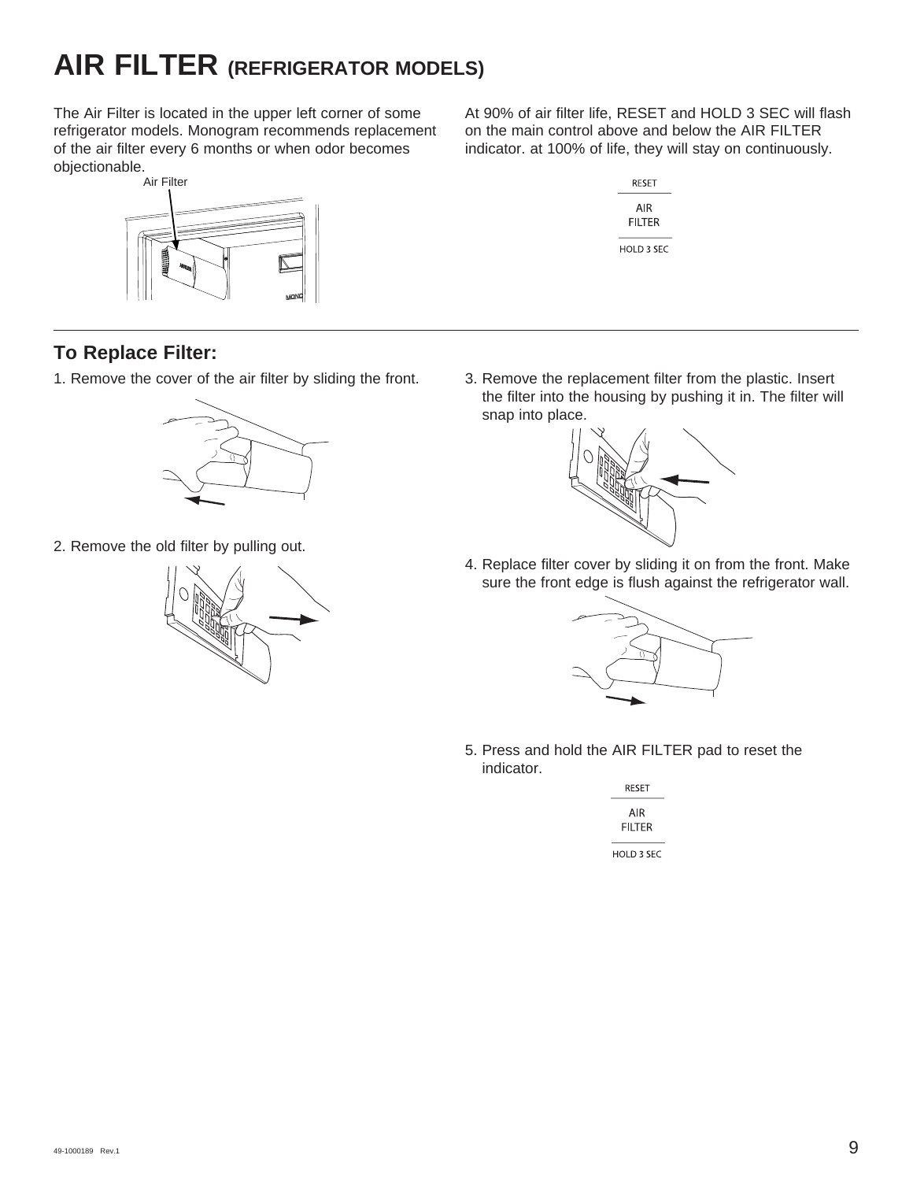# AIR FILTER (REFRIGERATOR MODELS)

The Air Filter is located in the upper left corner of some refrigerator models. Monogram recommends replacement of the air filter every 6 months or when odor becomes objectionable.

Air Filter

At 90% of air filter life, RESET and HOLD 3 SEC will flash on the main control above and below the AIR FILTER indicator. at 100% of life, they will stay on continuously.

RESET

AIR FILTER

HOLD 3 SEC

## To Replace Filter:

1. Remove the cover of the air filter by sliding the front.

2. Remove the old filter by pulling out.

3. Remove the replacement filter from the plastic. Insert the filter into the housing by pushing it in. The filter will snap into place.

4. Replace filter cover by sliding it on from the front. Make sure the front edge is flush against the refrigerator wall.

5. Press and hold the AIR FILTER pad to reset the indicator.

RESET

AIR FILTER

HOLD 3 SEC

49-1000189 Rev.1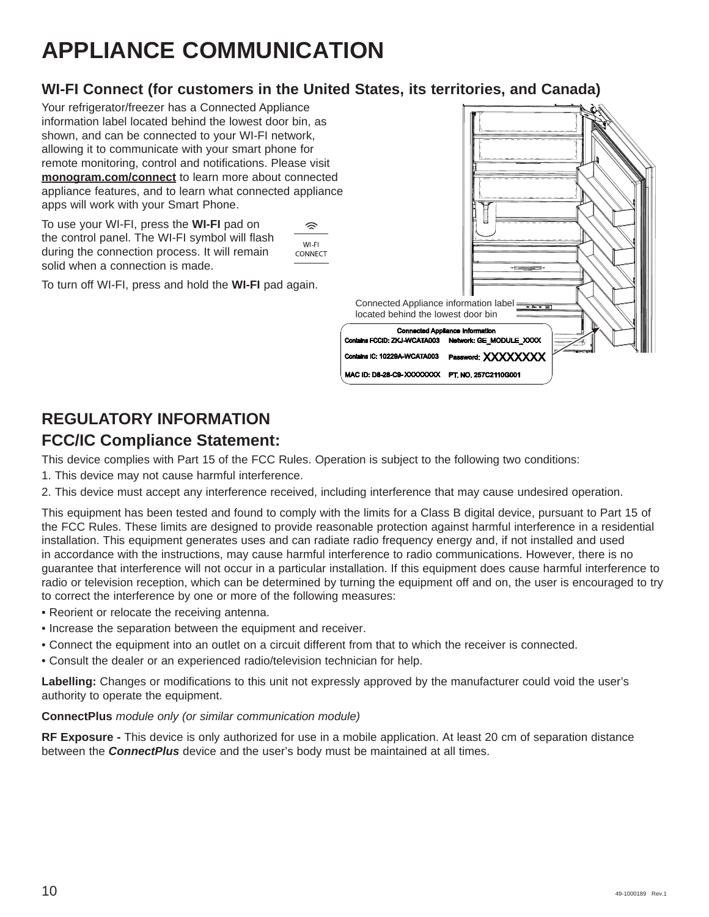# APPLIANCE COMMUNICATION

## WI-FI Connect (for customers in the United States, its territories, and Canada)

Your refrigerator/freezer has a Connected Appliance information label located behind the lowest door bin, as shown, and can be connected to your WI-FI network, allowing it to communicate with your smart phone for remote monitoring, control and notifications. Please visit **monogram.com/connect** to learn more about connected appliance features, and to learn what connected appliance apps will work with your Smart Phone.

To use your WI-FI, press the **WI-FI** pad on the control panel. The WI-FI symbol will flash during the connection process. It will remain solid when a connection is made.

WI-FI CONNECT

To turn off WI-FI, press and hold the **WI-FI** pad again.

Connected Appliance information label located behind the lowest door bin

Connected Appliance Information

| | |
|---|---|
| Contains FCCID: ZKJ-WCATA003 | Network: GE_MODULE_XXXX |
| Contains IC: 10229A-WCATA003 | Password: XXXXXXXX |
| MAC ID: D8-28-C9-XXXXXXXX | PT. NO. 257C2110G001 |

## REGULATORY INFORMATION

## FCC/IC Compliance Statement:

This device complies with Part 15 of the FCC Rules. Operation is subject to the following two conditions:

1. This device may not cause harmful interference.
2. This device must accept any interference received, including interference that may cause undesired operation.

This equipment has been tested and found to comply with the limits for a Class B digital device, pursuant to Part 15 of the FCC Rules. These limits are designed to provide reasonable protection against harmful interference in a residential installation. This equipment generates uses and can radiate radio frequency energy and, if not installed and used in accordance with the instructions, may cause harmful interference to radio communications. However, there is no guarantee that interference will not occur in a particular installation. If this equipment does cause harmful interference to radio or television reception, which can be determined by turning the equipment off and on, the user is encouraged to try to correct the interference by one or more of the following measures:

- Reorient or relocate the receiving antenna.
- Increase the separation between the equipment and receiver.
- Connect the equipment into an outlet on a circuit different from that to which the receiver is connected.
- Consult the dealer or an experienced radio/television technician for help.

**Labelling:** Changes or modifications to this unit not expressly approved by the manufacturer could void the user's authority to operate the equipment.

**ConnectPlus** *module only (or similar communication module)*

**RF Exposure -** This device is only authorized for use in a mobile application. At least 20 cm of separation distance between the ***ConnectPlus*** device and the user's body must be maintained at all times.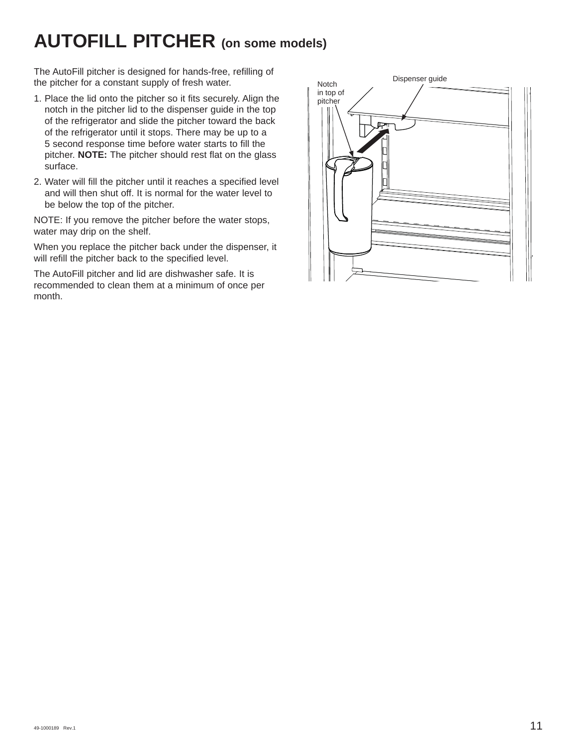# AUTOFILL PITCHER (on some models)

The AutoFill pitcher is designed for hands-free, refilling of the pitcher for a constant supply of fresh water.

1. Place the lid onto the pitcher so it fits securely. Align the notch in the pitcher lid to the dispenser guide in the top of the refrigerator and slide the pitcher toward the back of the refrigerator until it stops. There may be up to a 5 second response time before water starts to fill the pitcher. **NOTE:** The pitcher should rest flat on the glass surface.
2. Water will fill the pitcher until it reaches a specified level and will then shut off. It is normal for the water level to be below the top of the pitcher.

NOTE: If you remove the pitcher before the water stops, water may drip on the shelf.

When you replace the pitcher back under the dispenser, it will refill the pitcher back to the specified level.

The AutoFill pitcher and lid are dishwasher safe. It is recommended to clean them at a minimum of once per month.

Dispenser guide

Notch in top of pitcher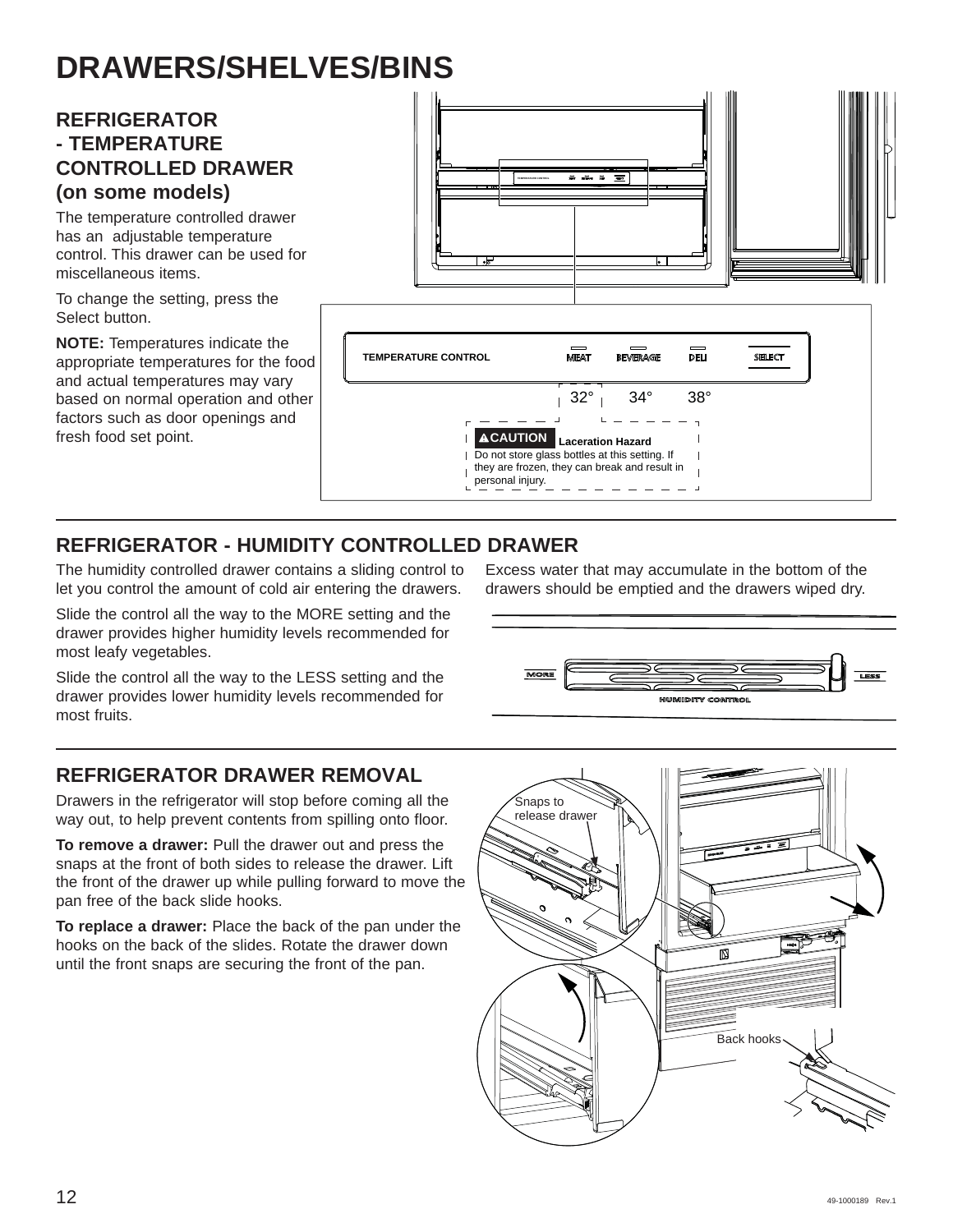# DRAWERS/SHELVES/BINS

## REFRIGERATOR - TEMPERATURE CONTROLLED DRAWER (on some models)

The temperature controlled drawer has an adjustable temperature control. This drawer can be used for miscellaneous items.

To change the setting, press the Select button.

**NOTE:** Temperatures indicate the appropriate temperatures for the food and actual temperatures may vary based on normal operation and other factors such as door openings and fresh food set point.

TEMPERATURE CONTROL — MEAT 32° | BEVERAGE 34° | DELI 38° | SELECT

**⚠CAUTION** **Laceration Hazard**
Do not store glass bottles at this setting. If they are frozen, they can break and result in personal injury.

## REFRIGERATOR - HUMIDITY CONTROLLED DRAWER

The humidity controlled drawer contains a sliding control to let you control the amount of cold air entering the drawers.

Slide the control all the way to the MORE setting and the drawer provides higher humidity levels recommended for most leafy vegetables.

Slide the control all the way to the LESS setting and the drawer provides lower humidity levels recommended for most fruits.

Excess water that may accumulate in the bottom of the drawers should be emptied and the drawers wiped dry.

MORE — HUMIDITY CONTROL — LESS

## REFRIGERATOR DRAWER REMOVAL

Drawers in the refrigerator will stop before coming all the way out, to help prevent contents from spilling onto floor.

**To remove a drawer:** Pull the drawer out and press the snaps at the front of both sides to release the drawer. Lift the front of the drawer up while pulling forward to move the pan free of the back slide hooks.

**To replace a drawer:** Place the back of the pan under the hooks on the back of the slides. Rotate the drawer down until the front snaps are securing the front of the pan.

Snaps to release drawer

Back hooks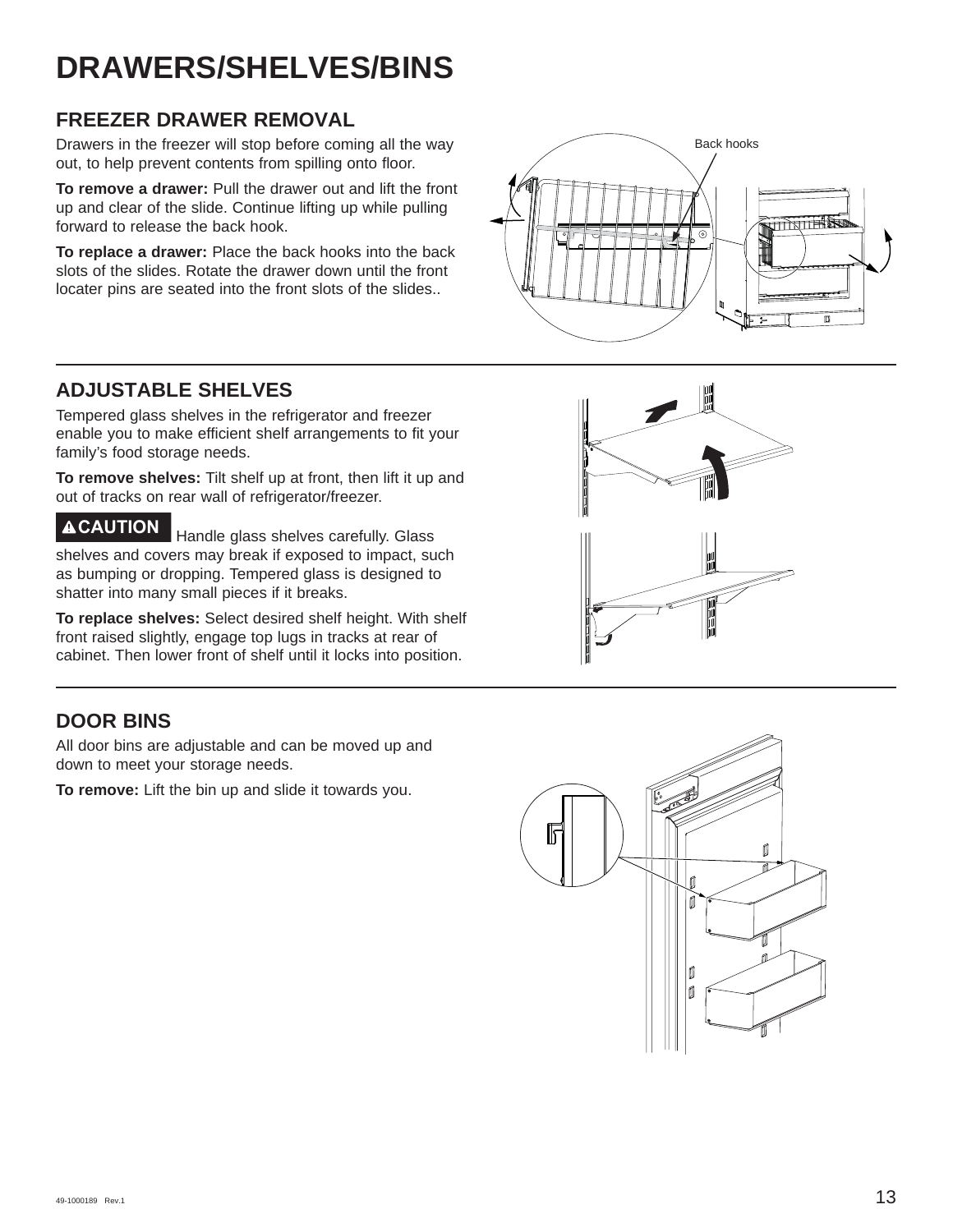# DRAWERS/SHELVES/BINS

## FREEZER DRAWER REMOVAL

Drawers in the freezer will stop before coming all the way out, to help prevent contents from spilling onto floor.

**To remove a drawer:** Pull the drawer out and lift the front up and clear of the slide. Continue lifting up while pulling forward to release the back hook.

**To replace a drawer:** Place the back hooks into the back slots of the slides. Rotate the drawer down until the front locater pins are seated into the front slots of the slides..

Back hooks

## ADJUSTABLE SHELVES

Tempered glass shelves in the refrigerator and freezer enable you to make efficient shelf arrangements to fit your family's food storage needs.

**To remove shelves:** Tilt shelf up at front, then lift it up and out of tracks on rear wall of refrigerator/freezer.

**⚠CAUTION** Handle glass shelves carefully. Glass shelves and covers may break if exposed to impact, such as bumping or dropping. Tempered glass is designed to shatter into many small pieces if it breaks.

**To replace shelves:** Select desired shelf height. With shelf front raised slightly, engage top lugs in tracks at rear of cabinet. Then lower front of shelf until it locks into position.

## DOOR BINS

All door bins are adjustable and can be moved up and down to meet your storage needs.

**To remove:** Lift the bin up and slide it towards you.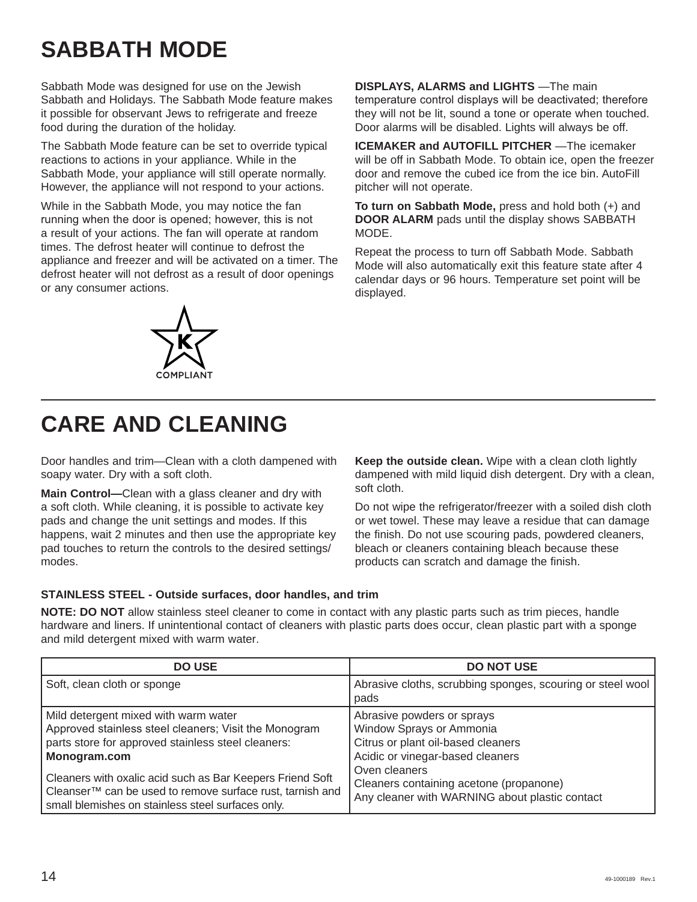# SABBATH MODE

Sabbath Mode was designed for use on the Jewish Sabbath and Holidays. The Sabbath Mode feature makes it possible for observant Jews to refrigerate and freeze food during the duration of the holiday.

The Sabbath Mode feature can be set to override typical reactions to actions in your appliance. While in the Sabbath Mode, your appliance will still operate normally. However, the appliance will not respond to your actions.

While in the Sabbath Mode, you may notice the fan running when the door is opened; however, this is not a result of your actions. The fan will operate at random times. The defrost heater will continue to defrost the appliance and freezer and will be activated on a timer. The defrost heater will not defrost as a result of door openings or any consumer actions.

K COMPLIANT

**DISPLAYS, ALARMS and LIGHTS** —The main temperature control displays will be deactivated; therefore they will not be lit, sound a tone or operate when touched. Door alarms will be disabled. Lights will always be off.

**ICEMAKER and AUTOFILL PITCHER** —The icemaker will be off in Sabbath Mode. To obtain ice, open the freezer door and remove the cubed ice from the ice bin. AutoFill pitcher will not operate.

**To turn on Sabbath Mode,** press and hold both (+) and **DOOR ALARM** pads until the display shows SABBATH MODE.

Repeat the process to turn off Sabbath Mode. Sabbath Mode will also automatically exit this feature state after 4 calendar days or 96 hours. Temperature set point will be displayed.

# CARE AND CLEANING

Door handles and trim—Clean with a cloth dampened with soapy water. Dry with a soft cloth.

**Main Control—**Clean with a glass cleaner and dry with a soft cloth. While cleaning, it is possible to activate key pads and change the unit settings and modes. If this happens, wait 2 minutes and then use the appropriate key pad touches to return the controls to the desired settings/modes.

**Keep the outside clean.** Wipe with a clean cloth lightly dampened with mild liquid dish detergent. Dry with a clean, soft cloth.

Do not wipe the refrigerator/freezer with a soiled dish cloth or wet towel. These may leave a residue that can damage the finish. Do not use scouring pads, powdered cleaners, bleach or cleaners containing bleach because these products can scratch and damage the finish.

**STAINLESS STEEL - Outside surfaces, door handles, and trim**

**NOTE: DO NOT** allow stainless steel cleaner to come in contact with any plastic parts such as trim pieces, handle hardware and liners. If unintentional contact of cleaners with plastic parts does occur, clean plastic part with a sponge and mild detergent mixed with warm water.

| DO USE | DO NOT USE |
|---|---|
| Soft, clean cloth or sponge | Abrasive cloths, scrubbing sponges, scouring or steel wool pads |
| Mild detergent mixed with warm water<br>Approved stainless steel cleaners; Visit the Monogram parts store for approved stainless steel cleaners: **Monogram.com**<br><br>Cleaners with oxalic acid such as Bar Keepers Friend Soft Cleanser™ can be used to remove surface rust, tarnish and small blemishes on stainless steel surfaces only. | Abrasive powders or sprays<br>Window Sprays or Ammonia<br>Citrus or plant oil-based cleaners<br>Acidic or vinegar-based cleaners<br>Oven cleaners<br>Cleaners containing acetone (propanone)<br>Any cleaner with WARNING about plastic contact |

49-1000189 Rev.1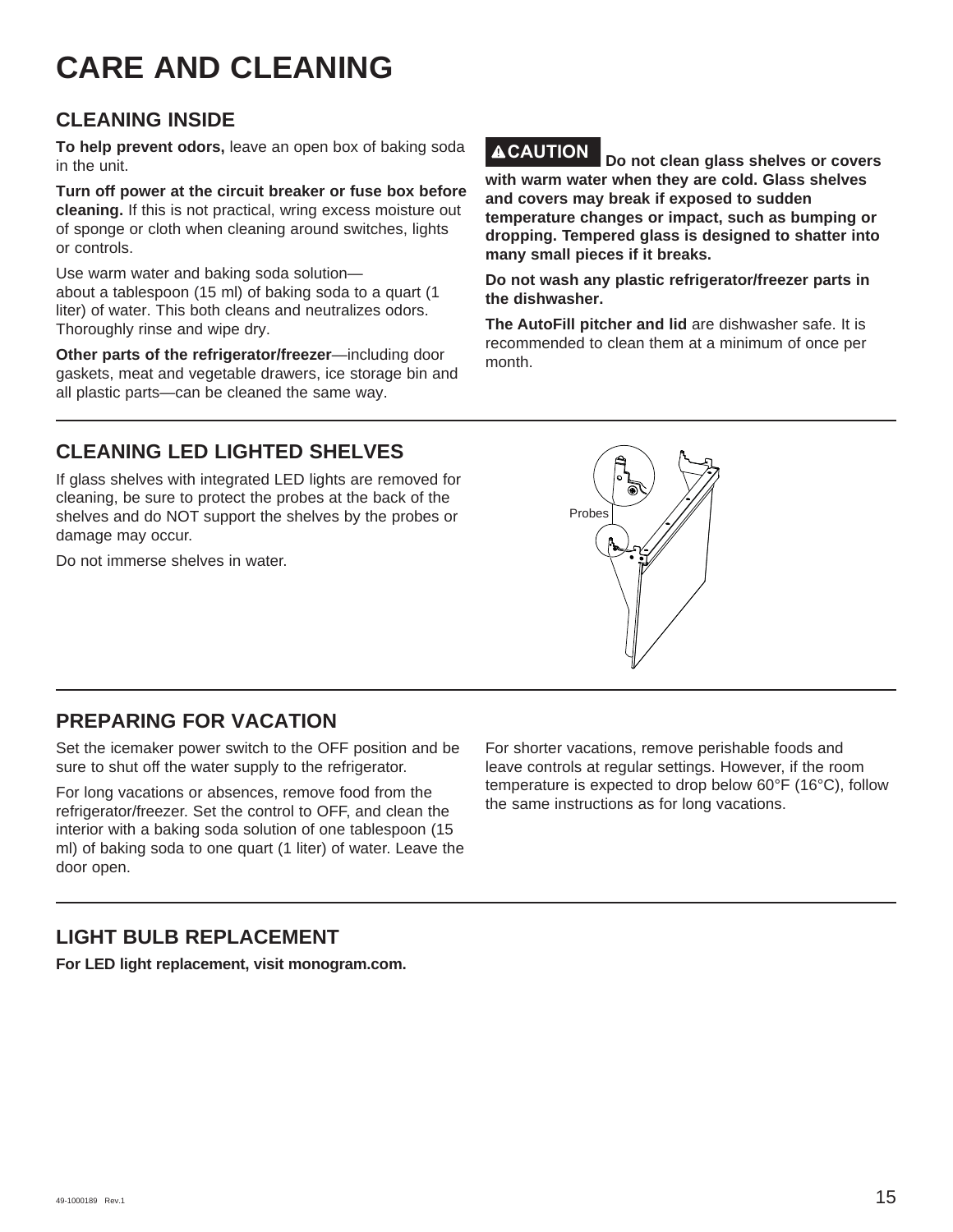# CARE AND CLEANING

## CLEANING INSIDE

**To help prevent odors,** leave an open box of baking soda in the unit.

**Turn off power at the circuit breaker or fuse box before cleaning.** If this is not practical, wring excess moisture out of sponge or cloth when cleaning around switches, lights or controls.

Use warm water and baking soda solution—about a tablespoon (15 ml) of baking soda to a quart (1 liter) of water. This both cleans and neutralizes odors. Thoroughly rinse and wipe dry.

**Other parts of the refrigerator/freezer**—including door gaskets, meat and vegetable drawers, ice storage bin and all plastic parts—can be cleaned the same way.

**⚠CAUTION Do not clean glass shelves or covers with warm water when they are cold. Glass shelves and covers may break if exposed to sudden temperature changes or impact, such as bumping or dropping. Tempered glass is designed to shatter into many small pieces if it breaks.**

**Do not wash any plastic refrigerator/freezer parts in the dishwasher.**

**The AutoFill pitcher and lid** are dishwasher safe. It is recommended to clean them at a minimum of once per month.

## CLEANING LED LIGHTED SHELVES

If glass shelves with integrated LED lights are removed for cleaning, be sure to protect the probes at the back of the shelves and do NOT support the shelves by the probes or damage may occur.

Do not immerse shelves in water.

Probes

## PREPARING FOR VACATION

Set the icemaker power switch to the OFF position and be sure to shut off the water supply to the refrigerator.

For long vacations or absences, remove food from the refrigerator/freezer. Set the control to OFF, and clean the interior with a baking soda solution of one tablespoon (15 ml) of baking soda to one quart (1 liter) of water. Leave the door open.

For shorter vacations, remove perishable foods and leave controls at regular settings. However, if the room temperature is expected to drop below 60°F (16°C), follow the same instructions as for long vacations.

## LIGHT BULB REPLACEMENT

**For LED light replacement, visit monogram.com.**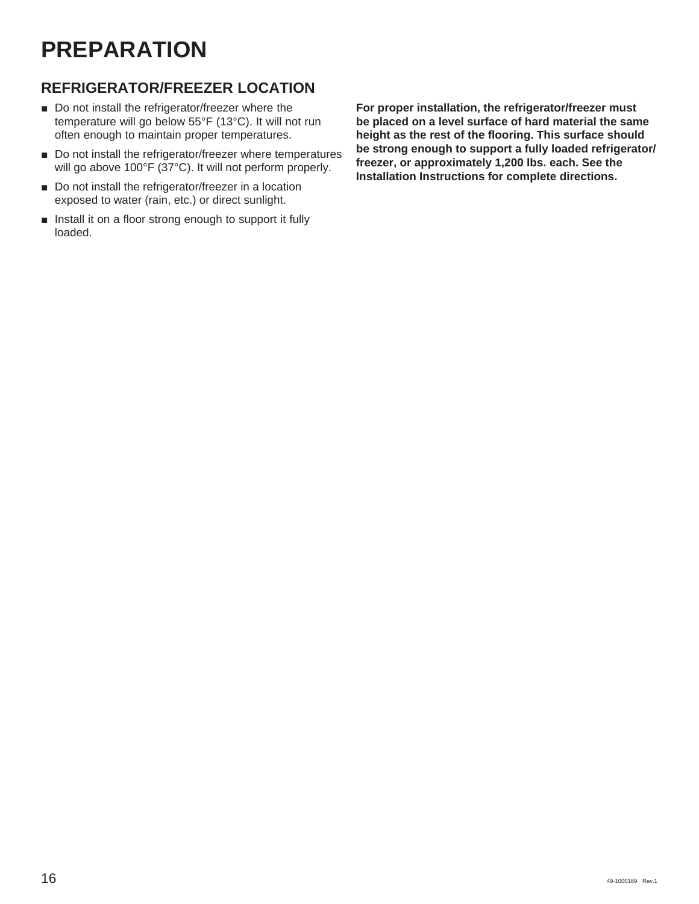# PREPARATION

## REFRIGERATOR/FREEZER LOCATION

- Do not install the refrigerator/freezer where the temperature will go below 55°F (13°C). It will not run often enough to maintain proper temperatures.
- Do not install the refrigerator/freezer where temperatures will go above 100°F (37°C). It will not perform properly.
- Do not install the refrigerator/freezer in a location exposed to water (rain, etc.) or direct sunlight.
- Install it on a floor strong enough to support it fully loaded.

**For proper installation, the refrigerator/freezer must be placed on a level surface of hard material the same height as the rest of the flooring. This surface should be strong enough to support a fully loaded refrigerator/freezer, or approximately 1,200 lbs. each. See the Installation Instructions for complete directions.**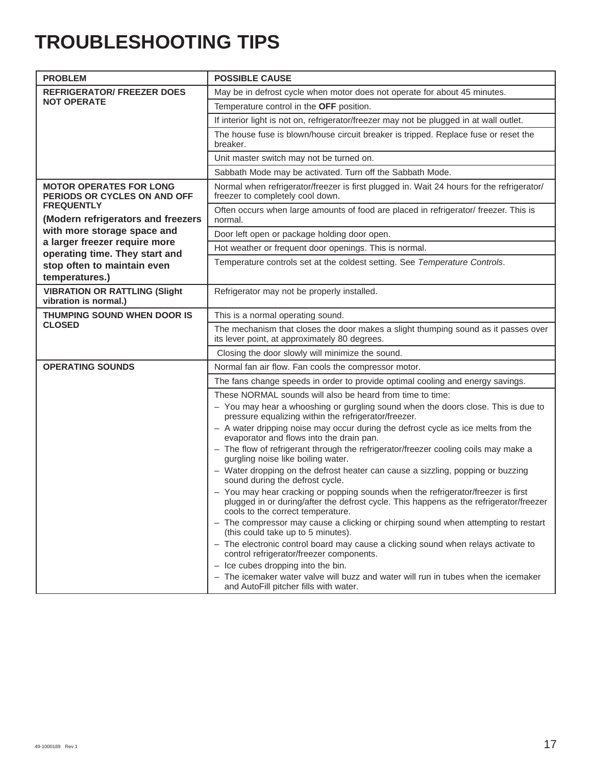# TROUBLESHOOTING TIPS

| PROBLEM | POSSIBLE CAUSE |
| --- | --- |
| **REFRIGERATOR/ FREEZER DOES NOT OPERATE** | May be in defrost cycle when motor does not operate for about 45 minutes. |
| | Temperature control in the **OFF** position. |
| | If interior light is not on, refrigerator/freezer may not be plugged in at wall outlet. |
| | The house fuse is blown/house circuit breaker is tripped. Replace fuse or reset the breaker. |
| | Unit master switch may not be turned on. |
| | Sabbath Mode may be activated. Turn off the Sabbath Mode. |
| **MOTOR OPERATES FOR LONG PERIODS OR CYCLES ON AND OFF FREQUENTLY** **(Modern refrigerators and freezers with more storage space and a larger freezer require more operating time. They start and stop often to maintain even temperatures.)** | Normal when refrigerator/freezer is first plugged in. Wait 24 hours for the refrigerator/ freezer to completely cool down. |
| | Often occurs when large amounts of food are placed in refrigerator/ freezer. This is normal. |
| | Door left open or package holding door open. |
| | Hot weather or frequent door openings. This is normal. |
| | Temperature controls set at the coldest setting. See *Temperature Controls*. |
| **VIBRATION OR RATTLING (Slight vibration is normal.)** | Refrigerator may not be properly installed. |
| **THUMPING SOUND WHEN DOOR IS CLOSED** | This is a normal operating sound. |
| | The mechanism that closes the door makes a slight thumping sound as it passes over its lever point, at approximately 80 degrees. |
| | Closing the door slowly will minimize the sound. |
| **OPERATING SOUNDS** | Normal fan air flow. Fan cools the compressor motor. |
| | The fans change speeds in order to provide optimal cooling and energy savings. |
| | These NORMAL sounds will also be heard from time to time:<br>– You may hear a whooshing or gurgling sound when the doors close. This is due to pressure equalizing within the refrigerator/freezer.<br>– A water dripping noise may occur during the defrost cycle as ice melts from the evaporator and flows into the drain pan.<br>– The flow of refrigerant through the refrigerator/freezer cooling coils may make a gurgling noise like boiling water.<br>– Water dropping on the defrost heater can cause a sizzling, popping or buzzing sound during the defrost cycle.<br>– You may hear cracking or popping sounds when the refrigerator/freezer is first plugged in or during/after the defrost cycle. This happens as the refrigerator/freezer cools to the correct temperature.<br>– The compressor may cause a clicking or chirping sound when attempting to restart (this could take up to 5 minutes).<br>– The electronic control board may cause a clicking sound when relays activate to control refrigerator/freezer components.<br>– Ice cubes dropping into the bin.<br>– The icemaker water valve will buzz and water will run in tubes when the icemaker and AutoFill pitcher fills with water. |

49-1000189 Rev.1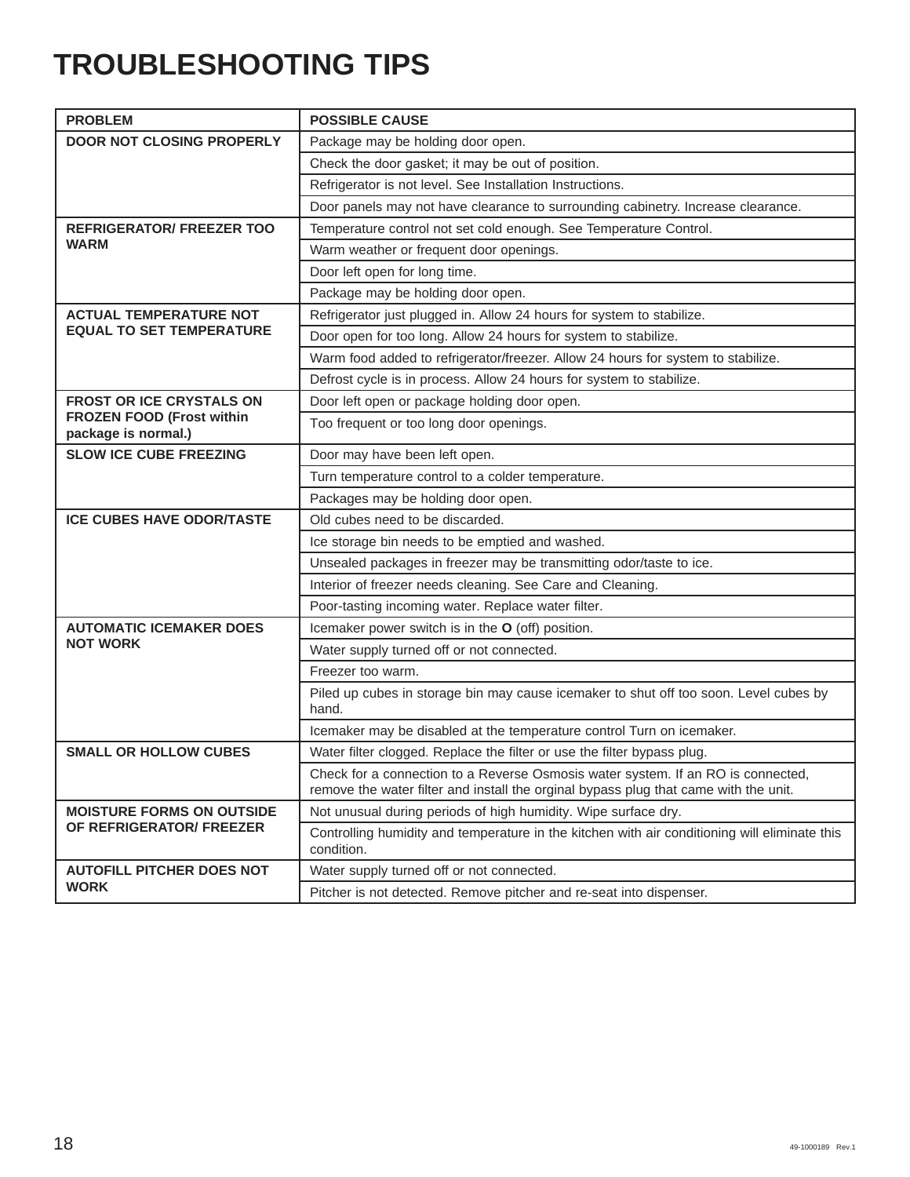# TROUBLESHOOTING TIPS

| PROBLEM | POSSIBLE CAUSE |
|---|---|
| **DOOR NOT CLOSING PROPERLY** | Package may be holding door open. |
| | Check the door gasket; it may be out of position. |
| | Refrigerator is not level. See Installation Instructions. |
| | Door panels may not have clearance to surrounding cabinetry. Increase clearance. |
| **REFRIGERATOR/ FREEZER TOO WARM** | Temperature control not set cold enough. See Temperature Control. |
| | Warm weather or frequent door openings. |
| | Door left open for long time. |
| | Package may be holding door open. |
| **ACTUAL TEMPERATURE NOT EQUAL TO SET TEMPERATURE** | Refrigerator just plugged in. Allow 24 hours for system to stabilize. |
| | Door open for too long. Allow 24 hours for system to stabilize. |
| | Warm food added to refrigerator/freezer. Allow 24 hours for system to stabilize. |
| | Defrost cycle is in process. Allow 24 hours for system to stabilize. |
| **FROST OR ICE CRYSTALS ON FROZEN FOOD (Frost within package is normal.)** | Door left open or package holding door open. |
| | Too frequent or too long door openings. |
| **SLOW ICE CUBE FREEZING** | Door may have been left open. |
| | Turn temperature control to a colder temperature. |
| | Packages may be holding door open. |
| **ICE CUBES HAVE ODOR/TASTE** | Old cubes need to be discarded. |
| | Ice storage bin needs to be emptied and washed. |
| | Unsealed packages in freezer may be transmitting odor/taste to ice. |
| | Interior of freezer needs cleaning. See Care and Cleaning. |
| | Poor-tasting incoming water. Replace water filter. |
| **AUTOMATIC ICEMAKER DOES NOT WORK** | Icemaker power switch is in the **O** (off) position. |
| | Water supply turned off or not connected. |
| | Freezer too warm. |
| | Piled up cubes in storage bin may cause icemaker to shut off too soon. Level cubes by hand. |
| | Icemaker may be disabled at the temperature control Turn on icemaker. |
| **SMALL OR HOLLOW CUBES** | Water filter clogged. Replace the filter or use the filter bypass plug. |
| | Check for a connection to a Reverse Osmosis water system. If an RO is connected, remove the water filter and install the orginal bypass plug that came with the unit. |
| **MOISTURE FORMS ON OUTSIDE OF REFRIGERATOR/ FREEZER** | Not unusual during periods of high humidity. Wipe surface dry. |
| | Controlling humidity and temperature in the kitchen with air conditioning will eliminate this condition. |
| **AUTOFILL PITCHER DOES NOT WORK** | Water supply turned off or not connected. |
| | Pitcher is not detected. Remove pitcher and re-seat into dispenser. |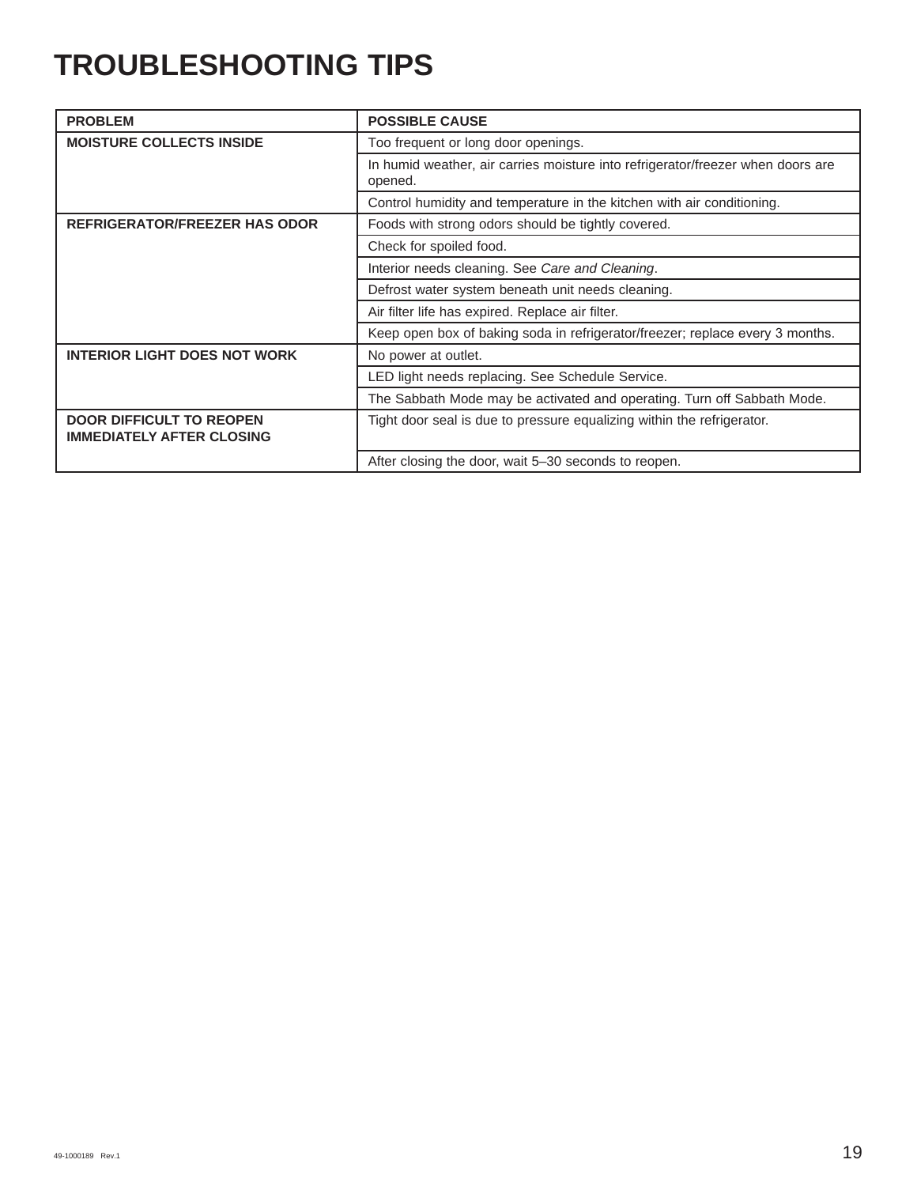# TROUBLESHOOTING TIPS

| PROBLEM | POSSIBLE CAUSE |
|---|---|
| **MOISTURE COLLECTS INSIDE** | Too frequent or long door openings. |
| | In humid weather, air carries moisture into refrigerator/freezer when doors are opened. |
| | Control humidity and temperature in the kitchen with air conditioning. |
| **REFRIGERATOR/FREEZER HAS ODOR** | Foods with strong odors should be tightly covered. |
| | Check for spoiled food. |
| | Interior needs cleaning. See *Care and Cleaning*. |
| | Defrost water system beneath unit needs cleaning. |
| | Air filter life has expired. Replace air filter. |
| | Keep open box of baking soda in refrigerator/freezer; replace every 3 months. |
| **INTERIOR LIGHT DOES NOT WORK** | No power at outlet. |
| | LED light needs replacing. See Schedule Service. |
| | The Sabbath Mode may be activated and operating. Turn off Sabbath Mode. |
| **DOOR DIFFICULT TO REOPEN IMMEDIATELY AFTER CLOSING** | Tight door seal is due to pressure equalizing within the refrigerator. |
| | After closing the door, wait 5–30 seconds to reopen. |

49-1000189 Rev.1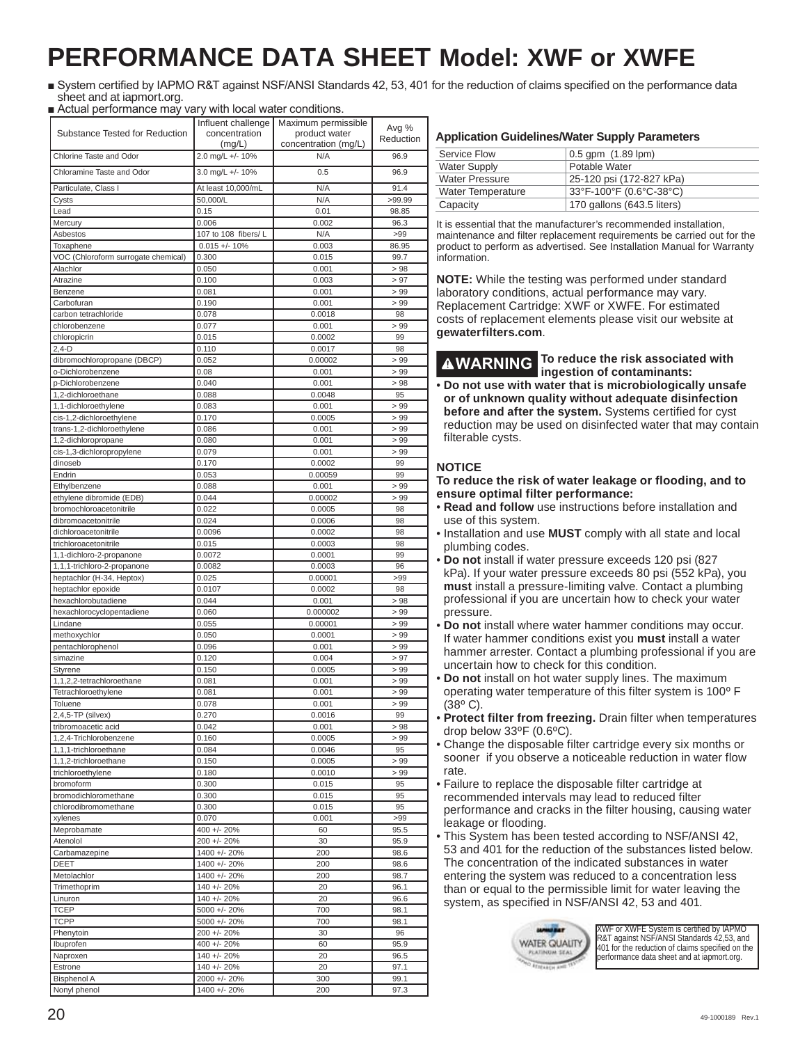# PERFORMANCE DATA SHEET Model: XWF or XWFE

- System certified by IAPMO R&T against NSF/ANSI Standards 42, 53, 401 for the reduction of claims specified on the performance data sheet and at iapmort.org.
- Actual performance may vary with local water conditions.

| Substance Tested for Reduction | Influent challenge concentration (mg/L) | Maximum permissible product water concentration (mg/L) | Avg % Reduction |
|---|---|---|---|
| Chlorine Taste and Odor | 2.0 mg/L +/- 10% | N/A | 96.9 |
| Chloramine Taste and Odor | 3.0 mg/L +/- 10% | 0.5 | 96.9 |
| Particulate, Class I | At least 10,000/mL | N/A | 91.4 |
| Cysts | 50,000/L | N/A | >99.99 |
| Lead | 0.15 | 0.01 | 98.85 |
| Mercury | 0.006 | 0.002 | 96.3 |
| Asbestos | 107 to 108 fibers/ L | N/A | >99 |
| Toxaphene | 0.015 +/- 10% | 0.003 | 86.95 |
| VOC (Chloroform surrogate chemical) | 0.300 | 0.015 | 99.7 |
| Alachlor | 0.050 | 0.001 | > 98 |
| Atrazine | 0.100 | 0.003 | > 97 |
| Benzene | 0.081 | 0.001 | > 99 |
| Carbofuran | 0.190 | 0.001 | > 99 |
| carbon tetrachloride | 0.078 | 0.0018 | 98 |
| chlorobenzene | 0.077 | 0.001 | > 99 |
| chloropicrin | 0.015 | 0.0002 | 99 |
| 2,4-D | 0.110 | 0.0017 | 98 |
| dibromochloropropane (DBCP) | 0.052 | 0.00002 | > 99 |
| o-Dichlorobenzene | 0.08 | 0.001 | > 99 |
| p-Dichlorobenzene | 0.040 | 0.001 | > 98 |
| 1,2-dichloroethane | 0.088 | 0.0048 | 95 |
| 1,1-dichloroethylene | 0.083 | 0.001 | > 99 |
| cis-1,2-dichloroethylene | 0.170 | 0.0005 | > 99 |
| trans-1,2-dichloroethylene | 0.086 | 0.001 | > 99 |
| 1,2-dichloropropane | 0.080 | 0.001 | > 99 |
| cis-1,3-dichloropropylene | 0.079 | 0.001 | > 99 |
| dinoseb | 0.170 | 0.0002 | 99 |
| Endrin | 0.053 | 0.00059 | 99 |
| Ethylbenzene | 0.088 | 0.001 | > 99 |
| ethylene dibromide (EDB) | 0.044 | 0.00002 | > 99 |
| bromochloroacetonitrile | 0.022 | 0.0005 | 98 |
| dibromoacetonitrile | 0.024 | 0.0006 | 98 |
| dichloroacetonitrile | 0.0096 | 0.0002 | 98 |
| trichloroacetonitrile | 0.015 | 0.0003 | 98 |
| 1,1-dichloro-2-propanone | 0.0072 | 0.0001 | 99 |
| 1,1,1-trichloro-2-propanone | 0.0082 | 0.0003 | 96 |
| heptachlor (H-34, Heptox) | 0.025 | 0.00001 | >99 |
| heptachlor epoxide | 0.0107 | 0.0002 | 98 |
| hexachlorobutadiene | 0.044 | 0.001 | > 98 |
| hexachlorocyclopentadiene | 0.060 | 0.000002 | > 99 |
| Lindane | 0.055 | 0.00001 | > 99 |
| methoxychlor | 0.050 | 0.0001 | > 99 |
| pentachlorophenol | 0.096 | 0.001 | > 99 |
| simazine | 0.120 | 0.004 | > 97 |
| Styrene | 0.150 | 0.0005 | > 99 |
| 1,1,2,2-tetrachloroethane | 0.081 | 0.001 | > 99 |
| Tetrachloroethylene | 0.081 | 0.001 | > 99 |
| Toluene | 0.078 | 0.001 | > 99 |
| 2,4,5-TP (silvex) | 0.270 | 0.0016 | 99 |
| tribromoacetic acid | 0.042 | 0.001 | > 98 |
| 1,2,4-Trichlorobenzene | 0.160 | 0.0005 | > 99 |
| 1,1,1-trichloroethane | 0.084 | 0.0046 | 95 |
| 1,1,2-trichloroethane | 0.150 | 0.0005 | > 99 |
| trichloroethylene | 0.180 | 0.0010 | > 99 |
| bromoform | 0.300 | 0.015 | 95 |
| bromodichloromethane | 0.300 | 0.015 | 95 |
| chlorodibromomethane | 0.300 | 0.015 | 95 |
| xylenes | 0.070 | 0.001 | >99 |
| Meprobamate | 400 +/- 20% | 60 | 95.5 |
| Atenolol | 200 +/- 20% | 30 | 95.9 |
| Carbamazepine | 1400 +/- 20% | 200 | 98.6 |
| DEET | 1400 +/- 20% | 200 | 98.6 |
| Metolachlor | 1400 +/- 20% | 200 | 98.7 |
| Trimethoprim | 140 +/- 20% | 20 | 96.1 |
| Linuron | 140 +/- 20% | 20 | 96.6 |
| TCEP | 5000 +/- 20% | 700 | 98.1 |
| TCPP | 5000 +/- 20% | 700 | 98.1 |
| Phenytoin | 200 +/- 20% | 30 | 96 |
| Ibuprofen | 400 +/- 20% | 60 | 95.9 |
| Naproxen | 140 +/- 20% | 20 | 96.5 |
| Estrone | 140 +/- 20% | 20 | 97.1 |
| Bisphenol A | 2000 +/- 20% | 300 | 99.1 |
| Nonyl phenol | 1400 +/- 20% | 200 | 97.3 |

### Application Guidelines/Water Supply Parameters

| | |
|---|---|
| Service Flow | 0.5 gpm (1.89 lpm) |
| Water Supply | Potable Water |
| Water Pressure | 25-120 psi (172-827 kPa) |
| Water Temperature | 33°F-100°F (0.6°C-38°C) |
| Capacity | 170 gallons (643.5 liters) |

It is essential that the manufacturer's recommended installation, maintenance and filter replacement requirements be carried out for the product to perform as advertised. See Installation Manual for Warranty information.

**NOTE:** While the testing was performed under standard laboratory conditions, actual performance may vary. Replacement Cartridge: XWF or XWFE. For estimated costs of replacement elements please visit our website at **gewaterfilters.com**.

**⚠WARNING To reduce the risk associated with ingestion of contaminants:**

- **Do not use with water that is microbiologically unsafe or of unknown quality without adequate disinfection before and after the system.** Systems certified for cyst reduction may be used on disinfected water that may contain filterable cysts.

**NOTICE**

**To reduce the risk of water leakage or flooding, and to ensure optimal filter performance:**

- **Read and follow** use instructions before installation and use of this system.
- Installation and use **MUST** comply with all state and local plumbing codes.
- **Do not** install if water pressure exceeds 120 psi (827 kPa). If your water pressure exceeds 80 psi (552 kPa), you **must** install a pressure-limiting valve. Contact a plumbing professional if you are uncertain how to check your water pressure.
- **Do not** install where water hammer conditions may occur. If water hammer conditions exist you **must** install a water hammer arrester. Contact a plumbing professional if you are uncertain how to check for this condition.
- **Do not** install on hot water supply lines. The maximum operating water temperature of this filter system is 100º F (38º C).
- **Protect filter from freezing.** Drain filter when temperatures drop below 33ºF (0.6ºC).
- Change the disposable filter cartridge every six months or sooner if you observe a noticeable reduction in water flow rate.
- Failure to replace the disposable filter cartridge at recommended intervals may lead to reduced filter performance and cracks in the filter housing, causing water leakage or flooding.
- This System has been tested according to NSF/ANSI 42, 53 and 401 for the reduction of the substances listed below. The concentration of the indicated substances in water entering the system was reduced to a concentration less than or equal to the permissible limit for water leaving the system, as specified in NSF/ANSI 42, 53 and 401.

XWF or XWFE System is certified by IAPMO R&T against NSF/ANSI Standards 42,53, and 401 for the reduction of claims specified on the performance data sheet and at iapmort.org.

49-1000189 Rev.1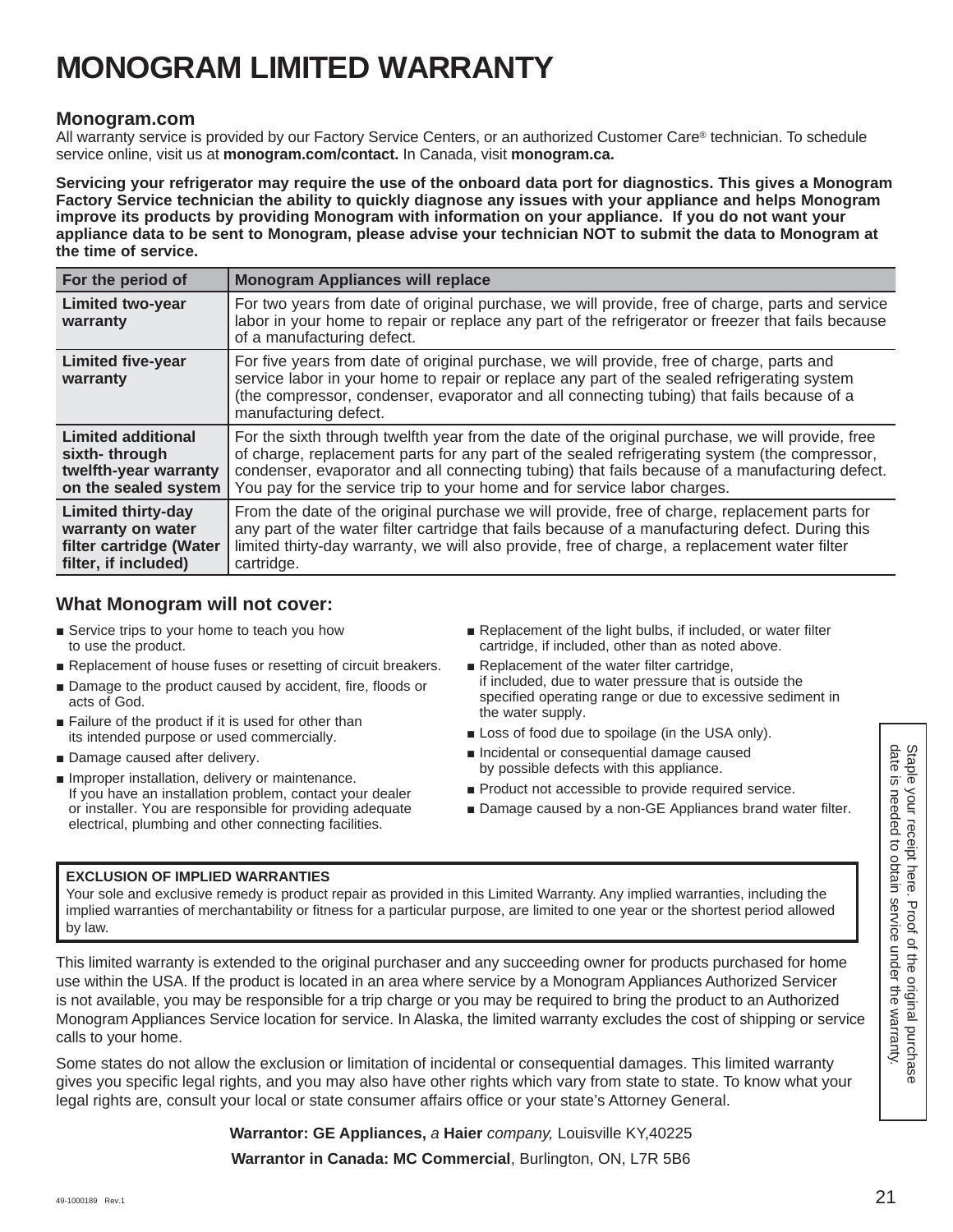# MONOGRAM LIMITED WARRANTY

### Monogram.com

All warranty service is provided by our Factory Service Centers, or an authorized Customer Care® technician. To schedule service online, visit us at **monogram.com/contact.** In Canada, visit **monogram.ca.**

**Servicing your refrigerator may require the use of the onboard data port for diagnostics. This gives a Monogram Factory Service technician the ability to quickly diagnose any issues with your appliance and helps Monogram improve its products by providing Monogram with information on your appliance. If you do not want your appliance data to be sent to Monogram, please advise your technician NOT to submit the data to Monogram at the time of service.**

| For the period of | Monogram Appliances will replace |
|---|---|
| **Limited two-year warranty** | For two years from date of original purchase, we will provide, free of charge, parts and service labor in your home to repair or replace any part of the refrigerator or freezer that fails because of a manufacturing defect. |
| **Limited five-year warranty** | For five years from date of original purchase, we will provide, free of charge, parts and service labor in your home to repair or replace any part of the sealed refrigerating system (the compressor, condenser, evaporator and all connecting tubing) that fails because of a manufacturing defect. |
| **Limited additional sixth- through twelfth-year warranty on the sealed system** | For the sixth through twelfth year from the date of the original purchase, we will provide, free of charge, replacement parts for any part of the sealed refrigerating system (the compressor, condenser, evaporator and all connecting tubing) that fails because of a manufacturing defect. You pay for the service trip to your home and for service labor charges. |
| **Limited thirty-day warranty on water filter cartridge (Water filter, if included)** | From the date of the original purchase we will provide, free of charge, replacement parts for any part of the water filter cartridge that fails because of a manufacturing defect. During this limited thirty-day warranty, we will also provide, free of charge, a replacement water filter cartridge. |

### What Monogram will not cover:

- Service trips to your home to teach you how to use the product.
- Replacement of house fuses or resetting of circuit breakers.
- Damage to the product caused by accident, fire, floods or acts of God.
- Failure of the product if it is used for other than its intended purpose or used commercially.
- Damage caused after delivery.
- Improper installation, delivery or maintenance. If you have an installation problem, contact your dealer or installer. You are responsible for providing adequate electrical, plumbing and other connecting facilities.
- Replacement of the light bulbs, if included, or water filter cartridge, if included, other than as noted above.
- Replacement of the water filter cartridge, if included, due to water pressure that is outside the specified operating range or due to excessive sediment in the water supply.
- Loss of food due to spoilage (in the USA only).
- Incidental or consequential damage caused by possible defects with this appliance.
- Product not accessible to provide required service.
- Damage caused by a non-GE Appliances brand water filter.

Staple your receipt here. Proof of the original purchase date is needed to obtain service under the warranty.

**EXCLUSION OF IMPLIED WARRANTIES**

Your sole and exclusive remedy is product repair as provided in this Limited Warranty. Any implied warranties, including the implied warranties of merchantability or fitness for a particular purpose, are limited to one year or the shortest period allowed by law.

This limited warranty is extended to the original purchaser and any succeeding owner for products purchased for home use within the USA. If the product is located in an area where service by a Monogram Appliances Authorized Servicer is not available, you may be responsible for a trip charge or you may be required to bring the product to an Authorized Monogram Appliances Service location for service. In Alaska, the limited warranty excludes the cost of shipping or service calls to your home.

Some states do not allow the exclusion or limitation of incidental or consequential damages. This limited warranty gives you specific legal rights, and you may also have other rights which vary from state to state. To know what your legal rights are, consult your local or state consumer affairs office or your state's Attorney General.

**Warrantor: GE Appliances,** *a* **Haier** *company,* Louisville KY,40225

**Warrantor in Canada: MC Commercial**, Burlington, ON, L7R 5B6

49-1000189 Rev.1